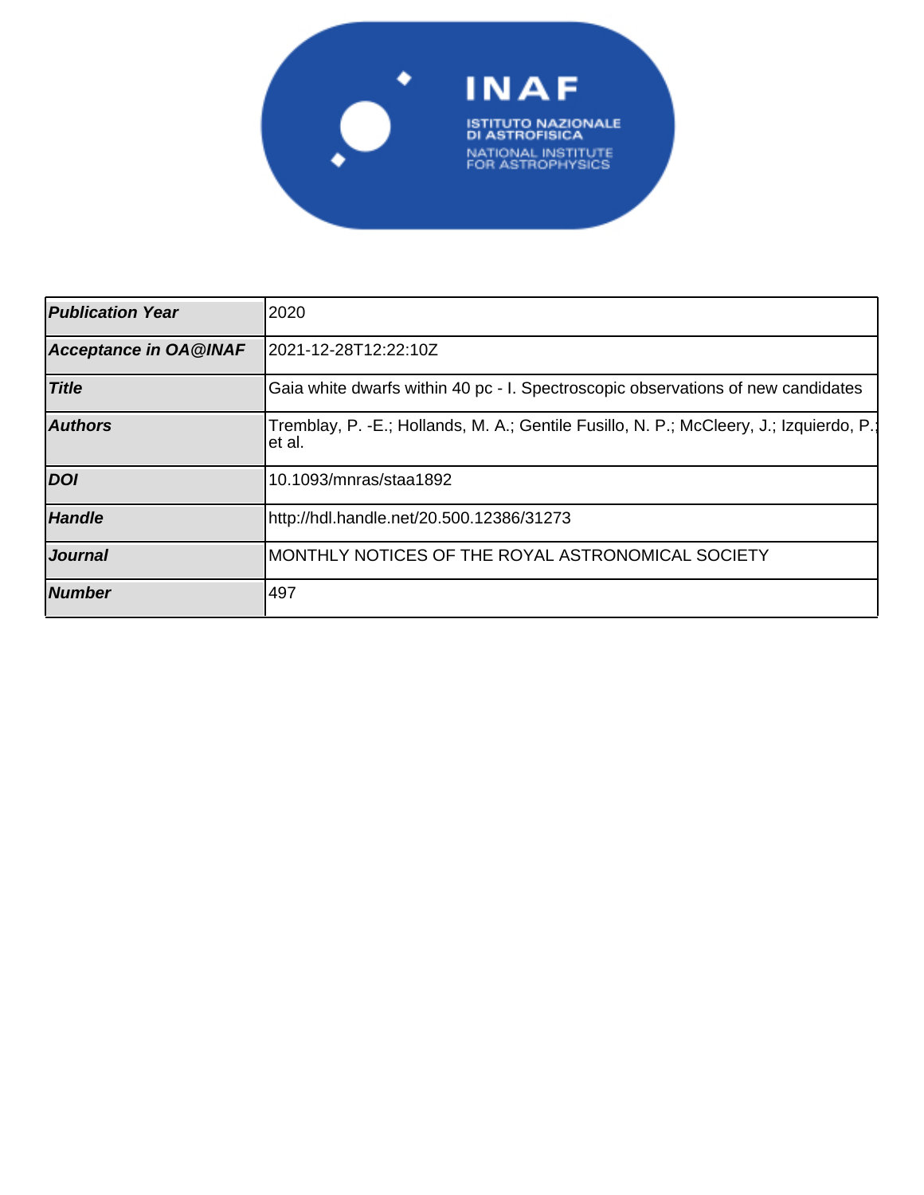| **Publication Year** | 2020 |
|---|---|
| **Acceptance in OA@INAF** | 2021-12-28T12:22:10Z |
| **Title** | Gaia white dwarfs within 40 pc - I. Spectroscopic observations of new candidates |
| **Authors** | Tremblay, P. -E.; Hollands, M. A.; Gentile Fusillo, N. P.; McCleery, J.; Izquierdo, P.; et al. |
| **DOI** | 10.1093/mnras/staa1892 |
| **Handle** | http://hdl.handle.net/20.500.12386/31273 |
| **Journal** | MONTHLY NOTICES OF THE ROYAL ASTRONOMICAL SOCIETY |
| **Number** | 497 |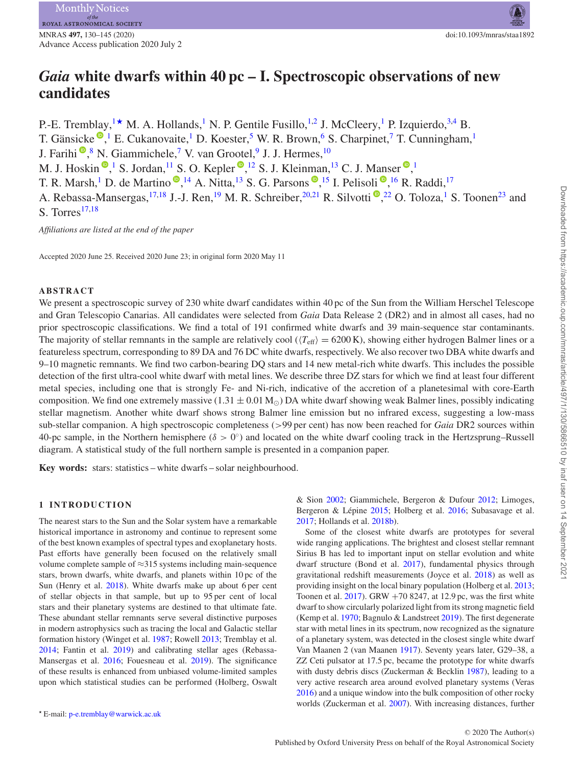# *Gaia* white dwarfs within 40 pc – I. Spectroscopic observations of new candidates

P.-E. Tremblay,[1★] M. A. Hollands,[1] N. P. Gentile Fusillo,[1,2] J. McCleery,[1] P. Izquierdo,[3,4] B. T. Gänsicke,[1] E. Cukanovaite,[1] D. Koester,[5] W. R. Brown,[6] S. Charpinet,[7] T. Cunningham,[1] J. Farihi,[8] N. Giammichele,[7] V. van Grootel,[9] J. J. Hermes,[10] M. J. Hoskin,[1] S. Jordan,[11] S. O. Kepler,[12] S. J. Kleinman,[13] C. J. Manser,[1] T. R. Marsh,[1] D. de Martino,[14] A. Nitta,[13] S. G. Parsons,[15] I. Pelisoli,[16] R. Raddi,[17] A. Rebassa-Mansergas,[17,18] J.-J. Ren,[19] M. R. Schreiber,[20,21] R. Silvotti,[22] O. Toloza,[1] S. Toonen[23] and S. Torres[17,18]

*Affiliations are listed at the end of the paper*

Accepted 2020 June 25. Received 2020 June 23; in original form 2020 May 11

## ABSTRACT

We present a spectroscopic survey of 230 white dwarf candidates within 40 pc of the Sun from the William Herschel Telescope and Gran Telescopio Canarias. All candidates were selected from *Gaia* Data Release 2 (DR2) and in almost all cases, had no prior spectroscopic classifications. We find a total of 191 confirmed white dwarfs and 39 main-sequence star contaminants. The majority of stellar remnants in the sample are relatively cool ($\langle T_{\rm eff}\rangle = 6200$ K), showing either hydrogen Balmer lines or a featureless spectrum, corresponding to 89 DA and 76 DC white dwarfs, respectively. We also recover two DBA white dwarfs and 9–10 magnetic remnants. We find two carbon-bearing DQ stars and 14 new metal-rich white dwarfs. This includes the possible detection of the first ultra-cool white dwarf with metal lines. We describe three DZ stars for which we find at least four different metal species, including one that is strongly Fe- and Ni-rich, indicative of the accretion of a planetesimal with core-Earth composition. We find one extremely massive ($1.31 \pm 0.01$ M$_{\odot}$) DA white dwarf showing weak Balmer lines, possibly indicating stellar magnetism. Another white dwarf shows strong Balmer line emission but no infrared excess, suggesting a low-mass sub-stellar companion. A high spectroscopic completeness (>99 per cent) has now been reached for *Gaia* DR2 sources within 40-pc sample, in the Northern hemisphere ($\delta > 0^{\circ}$) and located on the white dwarf cooling track in the Hertzsprung–Russell diagram. A statistical study of the full northern sample is presented in a companion paper.

**Key words:** stars: statistics – white dwarfs – solar neighbourhood.

## 1 INTRODUCTION

The nearest stars to the Sun and the Solar system have a remarkable historical importance in astronomy and continue to represent some of the best known examples of spectral types and exoplanetary hosts. Past efforts have generally been focused on the relatively small volume complete sample of ≈315 systems including main-sequence stars, brown dwarfs, white dwarfs, and planets within 10 pc of the Sun (Henry et al. 2018). White dwarfs make up about 6 per cent of stellar objects in that sample, but up to 95 per cent of local stars and their planetary systems are destined to that ultimate fate. These abundant stellar remnants serve several distinctive purposes in modern astrophysics such as tracing the local and Galactic stellar formation history (Winget et al. 1987; Rowell 2013; Tremblay et al. 2014; Fantin et al. 2019) and calibrating stellar ages (Rebassa-Mansergas et al. 2016; Fouesneau et al. 2019). The significance of these results is enhanced from unbiased volume-limited samples upon which statistical studies can be performed (Holberg, Oswalt & Sion 2002; Giammichele, Bergeron & Dufour 2012; Limoges, Bergeron & Lépine 2015; Holberg et al. 2016; Subasavage et al. 2017; Hollands et al. 2018b).

Some of the closest white dwarfs are prototypes for several wide ranging applications. The brightest and closest stellar remnant Sirius B has led to important input on stellar evolution and white dwarf structure (Bond et al. 2017), fundamental physics through gravitational redshift measurements (Joyce et al. 2018) as well as providing insight on the local binary population (Holberg et al. 2013; Toonen et al. 2017). GRW +70 8247, at 12.9 pc, was the first white dwarf to show circularly polarized light from its strong magnetic field (Kemp et al. 1970; Bagnulo & Landstreet 2019). The first degenerate star with metal lines in its spectrum, now recognized as the signature of a planetary system, was detected in the closest single white dwarf Van Maanen 2 (van Maanen 1917). Seventy years later, G29–38, a ZZ Ceti pulsator at 17.5 pc, became the prototype for white dwarfs with dusty debris discs (Zuckerman & Becklin 1987), leading to a very active research area around evolved planetary systems (Veras 2016) and a unique window into the bulk composition of other rocky worlds (Zuckerman et al. 2007). With increasing distances, further

★ E-mail: p-e.tremblay@warwick.ac.uk

© 2020 The Author(s)
Published by Oxford University Press on behalf of the Royal Astronomical Society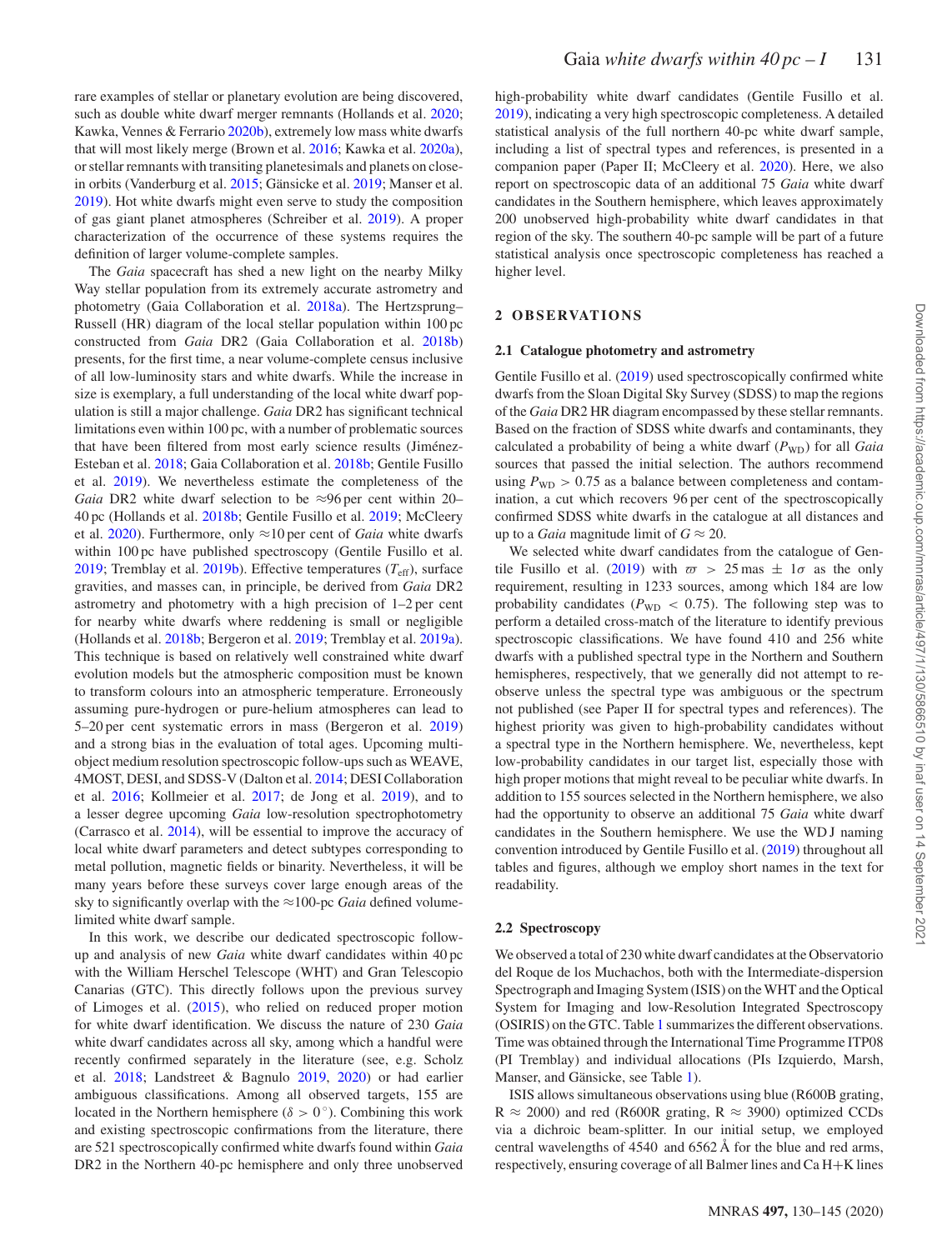rare examples of stellar or planetary evolution are being discovered, such as double white dwarf merger remnants (Hollands et al. 2020; Kawka, Vennes & Ferrario 2020b), extremely low mass white dwarfs that will most likely merge (Brown et al. 2016; Kawka et al. 2020a), or stellar remnants with transiting planetesimals and planets on close-in orbits (Vanderburg et al. 2015; Gänsicke et al. 2019; Manser et al. 2019). Hot white dwarfs might even serve to study the composition of gas giant planet atmospheres (Schreiber et al. 2019). A proper characterization of the occurrence of these systems requires the definition of larger volume-complete samples.

The *Gaia* spacecraft has shed a new light on the nearby Milky Way stellar population from its extremely accurate astrometry and photometry (Gaia Collaboration et al. 2018a). The Hertzsprung–Russell (HR) diagram of the local stellar population within 100 pc constructed from *Gaia* DR2 (Gaia Collaboration et al. 2018b) presents, for the first time, a near volume-complete census inclusive of all low-luminosity stars and white dwarfs. While the increase in size is exemplary, a full understanding of the local white dwarf population is still a major challenge. *Gaia* DR2 has significant technical limitations even within 100 pc, with a number of problematic sources that have been filtered from most early science results (Jiménez-Esteban et al. 2018; Gaia Collaboration et al. 2018b; Gentile Fusillo et al. 2019). We nevertheless estimate the completeness of the *Gaia* DR2 white dwarf selection to be ≈96 per cent within 20–40 pc (Hollands et al. 2018b; Gentile Fusillo et al. 2019; McCleery et al. 2020). Furthermore, only ≈10 per cent of *Gaia* white dwarfs within 100 pc have published spectroscopy (Gentile Fusillo et al. 2019; Tremblay et al. 2019b). Effective temperatures ($T_{\rm eff}$), surface gravities, and masses can, in principle, be derived from *Gaia* DR2 astrometry and photometry with a high precision of 1–2 per cent for nearby white dwarfs where reddening is small or negligible (Hollands et al. 2018b; Bergeron et al. 2019; Tremblay et al. 2019a). This technique is based on relatively well constrained white dwarf evolution models but the atmospheric composition must be known to transform colours into an atmospheric temperature. Erroneously assuming pure-hydrogen or pure-helium atmospheres can lead to 5–20 per cent systematic errors in mass (Bergeron et al. 2019) and a strong bias in the evaluation of total ages. Upcoming multi-object medium resolution spectroscopic follow-ups such as WEAVE, 4MOST, DESI, and SDSS-V (Dalton et al. 2014; DESI Collaboration et al. 2016; Kollmeier et al. 2017; de Jong et al. 2019), and to a lesser degree upcoming *Gaia* low-resolution spectrophotometry (Carrasco et al. 2014), will be essential to improve the accuracy of local white dwarf parameters and detect subtypes corresponding to metal pollution, magnetic fields or binarity. Nevertheless, it will be many years before these surveys cover large enough areas of the sky to significantly overlap with the ≈100-pc *Gaia* defined volume-limited white dwarf sample.

In this work, we describe our dedicated spectroscopic follow-up and analysis of new *Gaia* white dwarf candidates within 40 pc with the William Herschel Telescope (WHT) and Gran Telescopio Canarias (GTC). This directly follows upon the previous survey of Limoges et al. (2015), who relied on reduced proper motion for white dwarf identification. We discuss the nature of 230 *Gaia* white dwarf candidates across all sky, among which a handful were recently confirmed separately in the literature (see, e.g. Scholz et al. 2018; Landstreet & Bagnulo 2019, 2020) or had earlier ambiguous classifications. Among all observed targets, 155 are located in the Northern hemisphere ($\delta > 0^{\circ}$). Combining this work and existing spectroscopic confirmations from the literature, there are 521 spectroscopically confirmed white dwarfs found within *Gaia* DR2 in the Northern 40-pc hemisphere and only three unobserved high-probability white dwarf candidates (Gentile Fusillo et al. 2019), indicating a very high spectroscopic completeness. A detailed statistical analysis of the full northern 40-pc white dwarf sample, including a list of spectral types and references, is presented in a companion paper (Paper II; McCleery et al. 2020). Here, we also report on spectroscopic data of an additional 75 *Gaia* white dwarf candidates in the Southern hemisphere, which leaves approximately 200 unobserved high-probability white dwarf candidates in that region of the sky. The southern 40-pc sample will be part of a future statistical analysis once spectroscopic completeness has reached a higher level.

## 2 OBSERVATIONS

### 2.1 Catalogue photometry and astrometry

Gentile Fusillo et al. (2019) used spectroscopically confirmed white dwarfs from the Sloan Digital Sky Survey (SDSS) to map the regions of the *Gaia* DR2 HR diagram encompassed by these stellar remnants. Based on the fraction of SDSS white dwarfs and contaminants, they calculated a probability of being a white dwarf ($P_{\rm WD}$) for all *Gaia* sources that passed the initial selection. The authors recommend using $P_{\rm WD} > 0.75$ as a balance between completeness and contamination, a cut which recovers 96 per cent of the spectroscopically confirmed SDSS white dwarfs in the catalogue at all distances and up to a *Gaia* magnitude limit of $G \approx 20$.

We selected white dwarf candidates from the catalogue of Gentile Fusillo et al. (2019) with $\varpi > 25\,{\rm mas} \pm 1\sigma$ as the only requirement, resulting in 1233 sources, among which 184 are low probability candidates ($P_{\rm WD} < 0.75$). The following step was to perform a detailed cross-match of the literature to identify previous spectroscopic classifications. We have found 410 and 256 white dwarfs with a published spectral type in the Northern and Southern hemispheres, respectively, that we generally did not attempt to re-observe unless the spectral type was ambiguous or the spectrum not published (see Paper II for spectral types and references). The highest priority was given to high-probability candidates without a spectral type in the Northern hemisphere. We, nevertheless, kept low-probability candidates in our target list, especially those with high proper motions that might reveal to be peculiar white dwarfs. In addition to 155 sources selected in the Northern hemisphere, we also had the opportunity to observe an additional 75 *Gaia* white dwarf candidates in the Southern hemisphere. We use the WD J naming convention introduced by Gentile Fusillo et al. (2019) throughout all tables and figures, although we employ short names in the text for readability.

### 2.2 Spectroscopy

We observed a total of 230 white dwarf candidates at the Observatorio del Roque de los Muchachos, both with the Intermediate-dispersion Spectrograph and Imaging System (ISIS) on the WHT and the Optical System for Imaging and low-Resolution Integrated Spectroscopy (OSIRIS) on the GTC. Table 1 summarizes the different observations. Time was obtained through the International Time Programme ITP08 (PI Tremblay) and individual allocations (PIs Izquierdo, Marsh, Manser, and Gänsicke, see Table 1).

ISIS allows simultaneous observations using blue (R600B grating, R ≈ 2000) and red (R600R grating, R ≈ 3900) optimized CCDs via a dichroic beam-splitter. In our initial setup, we employed central wavelengths of 4540 and 6562 Å for the blue and red arms, respectively, ensuring coverage of all Balmer lines and Ca H+K lines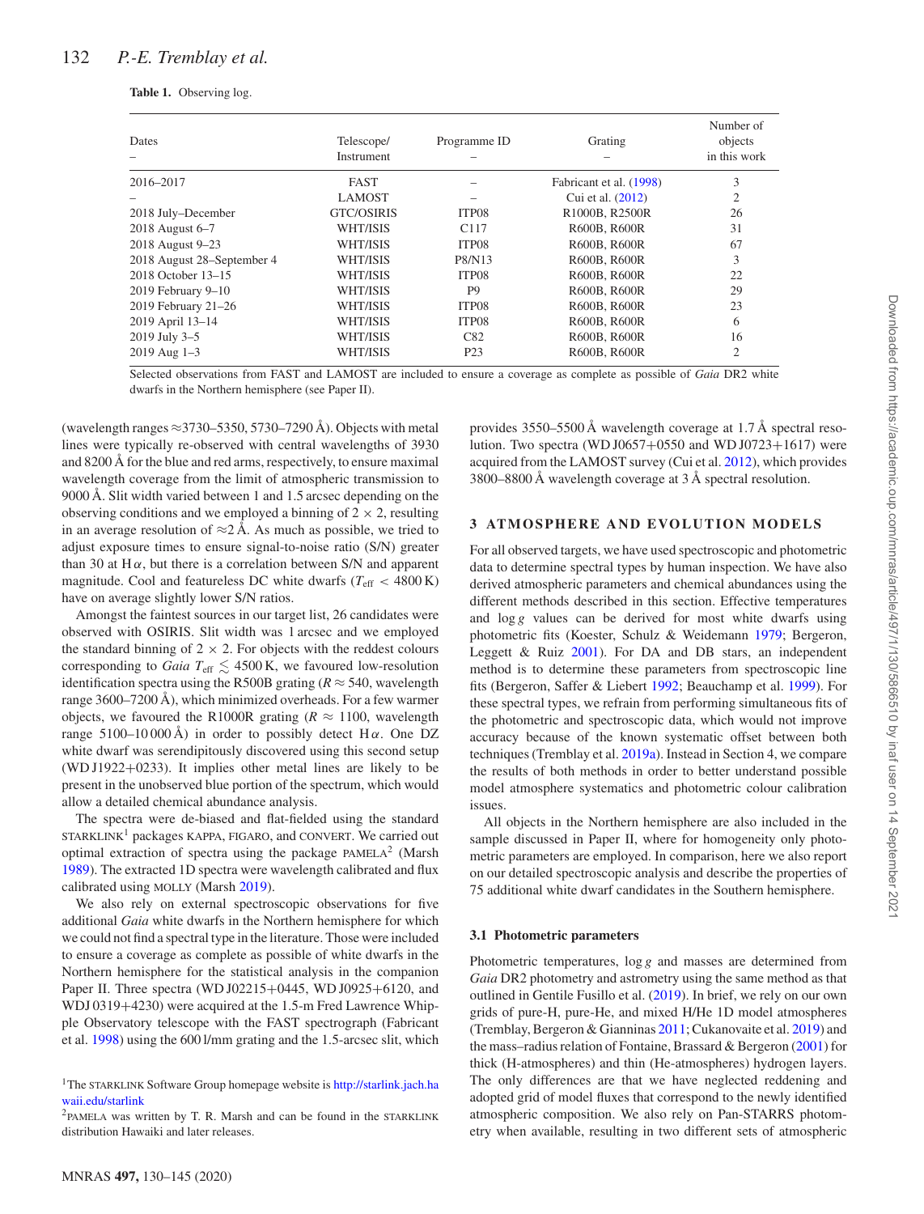**Table 1.** Observing log.

| Dates – | Telescope/ Instrument | Programme ID – | Grating – | Number of objects in this work |
|---|---|---|---|---|
| 2016–2017 | FAST | – | Fabricant et al. (1998) | 3 |
| – | LAMOST | – | Cui et al. (2012) | 2 |
| 2018 July–December | GTC/OSIRIS | ITP08 | R1000B, R2500R | 26 |
| 2018 August 6–7 | WHT/ISIS | C117 | R600B, R600R | 31 |
| 2018 August 9–23 | WHT/ISIS | ITP08 | R600B, R600R | 67 |
| 2018 August 28–September 4 | WHT/ISIS | P8/N13 | R600B, R600R | 3 |
| 2018 October 13–15 | WHT/ISIS | ITP08 | R600B, R600R | 22 |
| 2019 February 9–10 | WHT/ISIS | P9 | R600B, R600R | 29 |
| 2019 February 21–26 | WHT/ISIS | ITP08 | R600B, R600R | 23 |
| 2019 April 13–14 | WHT/ISIS | ITP08 | R600B, R600R | 6 |
| 2019 July 3–5 | WHT/ISIS | C82 | R600B, R600R | 16 |
| 2019 Aug 1–3 | WHT/ISIS | P23 | R600B, R600R | 2 |

Selected observations from FAST and LAMOST are included to ensure a coverage as complete as possible of *Gaia* DR2 white dwarfs in the Northern hemisphere (see Paper II).

(wavelength ranges ≈3730–5350, 5730–7290 Å). Objects with metal lines were typically re-observed with central wavelengths of 3930 and 8200 Å for the blue and red arms, respectively, to ensure maximal wavelength coverage from the limit of atmospheric transmission to 9000 Å. Slit width varied between 1 and 1.5 arcsec depending on the observing conditions and we employed a binning of 2 × 2, resulting in an average resolution of ≈2 Å. As much as possible, we tried to adjust exposure times to ensure signal-to-noise ratio (S/N) greater than 30 at H $\alpha$, but there is a correlation between S/N and apparent magnitude. Cool and featureless DC white dwarfs ($T_{\rm eff}$ < 4800 K) have on average slightly lower S/N ratios.

Amongst the faintest sources in our target list, 26 candidates were observed with OSIRIS. Slit width was 1 arcsec and we employed the standard binning of 2 × 2. For objects with the reddest colours corresponding to *Gaia* $T_{\rm eff} \lesssim 4500$ K, we favoured low-resolution identification spectra using the R500B grating ($R \approx 540$, wavelength range 3600–7200 Å), which minimized overheads. For a few warmer objects, we favoured the R1000R grating ($R \approx 1100$, wavelength range 5100–10 000 Å) in order to possibly detect H $\alpha$. One DZ white dwarf was serendipitously discovered using this second setup (WD J1922+0233). It implies other metal lines are likely to be present in the unobserved blue portion of the spectrum, which would allow a detailed chemical abundance analysis.

The spectra were de-biased and flat-fielded using the standard STARKLINK[1] packages KAPPA, FIGARO, and CONVERT. We carried out optimal extraction of spectra using the package PAMELA[2] (Marsh 1989). The extracted 1D spectra were wavelength calibrated and flux calibrated using MOLLY (Marsh 2019).

We also rely on external spectroscopic observations for five additional *Gaia* white dwarfs in the Northern hemisphere for which we could not find a spectral type in the literature. Those were included to ensure a coverage as complete as possible of white dwarfs in the Northern hemisphere for the statistical analysis in the companion Paper II. Three spectra (WD J02215+0445, WD J0925+6120, and WDJ 0319+4230) were acquired at the 1.5-m Fred Lawrence Whipple Observatory telescope with the FAST spectrograph (Fabricant et al. 1998) using the 600 l/mm grating and the 1.5-arcsec slit, which provides 3550–5500 Å wavelength coverage at 1.7 Å spectral resolution. Two spectra (WD J0657+0550 and WD J0723+1617) were acquired from the LAMOST survey (Cui et al. 2012), which provides 3800–8800 Å wavelength coverage at 3 Å spectral resolution.

## 3 ATMOSPHERE AND EVOLUTION MODELS

For all observed targets, we have used spectroscopic and photometric data to determine spectral types by human inspection. We have also derived atmospheric parameters and chemical abundances using the different methods described in this section. Effective temperatures and log $g$ values can be derived for most white dwarfs using photometric fits (Koester, Schulz & Weidemann 1979; Bergeron, Leggett & Ruiz 2001). For DA and DB stars, an independent method is to determine these parameters from spectroscopic line fits (Bergeron, Saffer & Liebert 1992; Beauchamp et al. 1999). For these spectral types, we refrain from performing simultaneous fits of the photometric and spectroscopic data, which would not improve accuracy because of the known systematic offset between both techniques (Tremblay et al. 2019a). Instead in Section 4, we compare the results of both methods in order to better understand possible model atmosphere systematics and photometric colour calibration issues.

All objects in the Northern hemisphere are also included in the sample discussed in Paper II, where for homogeneity only photometric parameters are employed. In comparison, here we also report on our detailed spectroscopic analysis and describe the properties of 75 additional white dwarf candidates in the Southern hemisphere.

### 3.1 Photometric parameters

Photometric temperatures, log $g$ and masses are determined from *Gaia* DR2 photometry and astrometry using the same method as that outlined in Gentile Fusillo et al. (2019). In brief, we rely on our own grids of pure-H, pure-He, and mixed H/He 1D model atmospheres (Tremblay, Bergeron & Gianninas 2011; Cukanovaite et al. 2019) and the mass–radius relation of Fontaine, Brassard & Bergeron (2001) for thick (H-atmospheres) and thin (He-atmospheres) hydrogen layers. The only differences are that we have neglected reddening and adopted grid of model fluxes that correspond to the newly identified atmospheric composition. We also rely on Pan-STARRS photometry when available, resulting in two different sets of atmospheric

[1] The STARKLINK Software Group homepage website is http://starlink.jach.hawaii.edu/starlink

[2] PAMELA was written by T. R. Marsh and can be found in the STARKLINK distribution Hawaiki and later releases.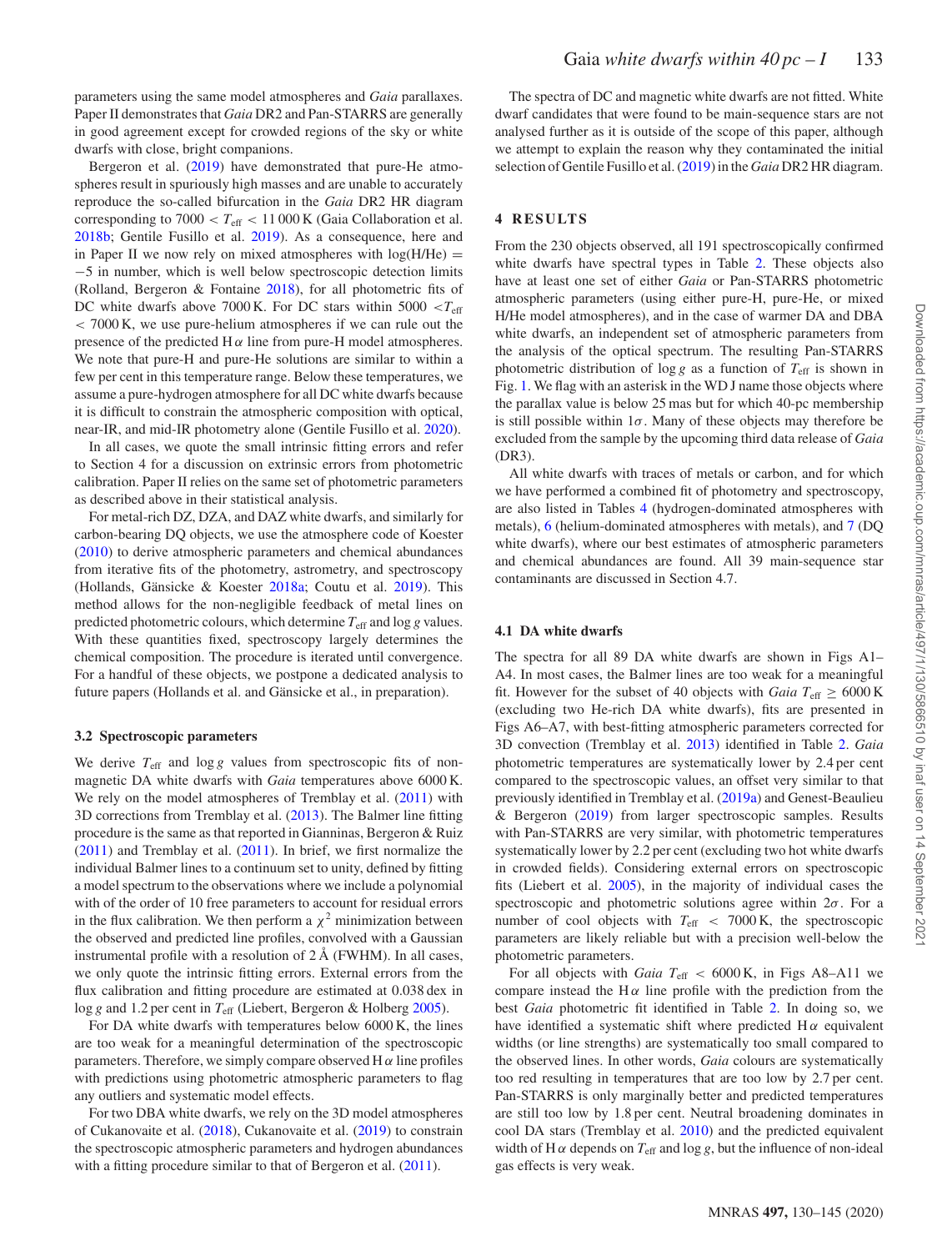parameters using the same model atmospheres and *Gaia* parallaxes. Paper II demonstrates that *Gaia* DR2 and Pan-STARRS are generally in good agreement except for crowded regions of the sky or white dwarfs with close, bright companions.

Bergeron et al. (2019) have demonstrated that pure-He atmospheres result in spuriously high masses and are unable to accurately reproduce the so-called bifurcation in the *Gaia* DR2 HR diagram corresponding to $7000 < T_{\rm eff} < 11\,000$ K (Gaia Collaboration et al. 2018b; Gentile Fusillo et al. 2019). As a consequence, here and in Paper II we now rely on mixed atmospheres with $\log(\rm H/He) = -5$ in number, which is well below spectroscopic detection limits (Rolland, Bergeron & Fontaine 2018), for all photometric fits of DC white dwarfs above 7000 K. For DC stars within $5000 < T_{\rm eff} < 7000$ K, we use pure-helium atmospheres if we can rule out the presence of the predicted H $\alpha$ line from pure-H model atmospheres. We note that pure-H and pure-He solutions are similar to within a few per cent in this temperature range. Below these temperatures, we assume a pure-hydrogen atmosphere for all DC white dwarfs because it is difficult to constrain the atmospheric composition with optical, near-IR, and mid-IR photometry alone (Gentile Fusillo et al. 2020).

In all cases, we quote the small intrinsic fitting errors and refer to Section 4 for a discussion on extrinsic errors from photometric calibration. Paper II relies on the same set of photometric parameters as described above in their statistical analysis.

For metal-rich DZ, DZA, and DAZ white dwarfs, and similarly for carbon-bearing DQ objects, we use the atmosphere code of Koester (2010) to derive atmospheric parameters and chemical abundances from iterative fits of the photometry, astrometry, and spectroscopy (Hollands, Gänsicke & Koester 2018a; Coutu et al. 2019). This method allows for the non-negligible feedback of metal lines on predicted photometric colours, which determine $T_{\rm eff}$ and $\log g$ values. With these quantities fixed, spectroscopy largely determines the chemical composition. The procedure is iterated until convergence. For a handful of these objects, we postpone a dedicated analysis to future papers (Hollands et al. and Gänsicke et al., in preparation).

### 3.2 Spectroscopic parameters

We derive $T_{\rm eff}$ and $\log g$ values from spectroscopic fits of non-magnetic DA white dwarfs with *Gaia* temperatures above 6000 K. We rely on the model atmospheres of Tremblay et al. (2011) with 3D corrections from Tremblay et al. (2013). The Balmer line fitting procedure is the same as that reported in Gianninas, Bergeron & Ruiz (2011) and Tremblay et al. (2011). In brief, we first normalize the individual Balmer lines to a continuum set to unity, defined by fitting a model spectrum to the observations where we include a polynomial with of the order of 10 free parameters to account for residual errors in the flux calibration. We then perform a $\chi^2$ minimization between the observed and predicted line profiles, convolved with a Gaussian instrumental profile with a resolution of 2 Å (FWHM). In all cases, we only quote the intrinsic fitting errors. External errors from the flux calibration and fitting procedure are estimated at 0.038 dex in $\log g$ and 1.2 per cent in $T_{\rm eff}$ (Liebert, Bergeron & Holberg 2005).

For DA white dwarfs with temperatures below 6000 K, the lines are too weak for a meaningful determination of the spectroscopic parameters. Therefore, we simply compare observed H $\alpha$ line profiles with predictions using photometric atmospheric parameters to flag any outliers and systematic model effects.

For two DBA white dwarfs, we rely on the 3D model atmospheres of Cukanovaite et al. (2018), Cukanovaite et al. (2019) to constrain the spectroscopic atmospheric parameters and hydrogen abundances with a fitting procedure similar to that of Bergeron et al. (2011).

The spectra of DC and magnetic white dwarfs are not fitted. White dwarf candidates that were found to be main-sequence stars are not analysed further as it is outside of the scope of this paper, although we attempt to explain the reason why they contaminated the initial selection of Gentile Fusillo et al. (2019) in the *Gaia* DR2 HR diagram.

## 4 RESULTS

From the 230 objects observed, all 191 spectroscopically confirmed white dwarfs have spectral types in Table 2. These objects also have at least one set of either *Gaia* or Pan-STARRS photometric atmospheric parameters (using either pure-H, pure-He, or mixed H/He model atmospheres), and in the case of warmer DA and DBA white dwarfs, an independent set of atmospheric parameters from the analysis of the optical spectrum. The resulting Pan-STARRS photometric distribution of $\log g$ as a function of $T_{\rm eff}$ is shown in Fig. 1. We flag with an asterisk in the WD J name those objects where the parallax value is below 25 mas but for which 40-pc membership is still possible within $1\sigma$. Many of these objects may therefore be excluded from the sample by the upcoming third data release of *Gaia* (DR3).

All white dwarfs with traces of metals or carbon, and for which we have performed a combined fit of photometry and spectroscopy, are also listed in Tables 4 (hydrogen-dominated atmospheres with metals), 6 (helium-dominated atmospheres with metals), and 7 (DQ white dwarfs), where our best estimates of atmospheric parameters and chemical abundances are found. All 39 main-sequence star contaminants are discussed in Section 4.7.

### 4.1 DA white dwarfs

The spectra for all 89 DA white dwarfs are shown in Figs A1–A4. In most cases, the Balmer lines are too weak for a meaningful fit. However for the subset of 40 objects with *Gaia* $T_{\rm eff} \geq 6000$ K (excluding two He-rich DA white dwarfs), fits are presented in Figs A6–A7, with best-fitting atmospheric parameters corrected for 3D convection (Tremblay et al. 2013) identified in Table 2. *Gaia* photometric temperatures are systematically lower by 2.4 per cent compared to the spectroscopic values, an offset very similar to that previously identified in Tremblay et al. (2019a) and Genest-Beaulieu & Bergeron (2019) from larger spectroscopic samples. Results with Pan-STARRS are very similar, with photometric temperatures systematically lower by 2.2 per cent (excluding two hot white dwarfs in crowded fields). Considering external errors on spectroscopic fits (Liebert et al. 2005), in the majority of individual cases the spectroscopic and photometric solutions agree within $2\sigma$. For a number of cool objects with $T_{\rm eff} < 7000$ K, the spectroscopic parameters are likely reliable but with a precision well-below the photometric parameters.

For all objects with *Gaia* $T_{\rm eff} < 6000$ K, in Figs A8–A11 we compare instead the H $\alpha$ line profile with the prediction from the best *Gaia* photometric fit identified in Table 2. In doing so, we have identified a systematic shift where predicted H $\alpha$ equivalent widths (or line strengths) are systematically too small compared to the observed lines. In other words, *Gaia* colours are systematically too red resulting in temperatures that are too low by 2.7 per cent. Pan-STARRS is only marginally better and predicted temperatures are still too low by 1.8 per cent. Neutral broadening dominates in cool DA stars (Tremblay et al. 2010) and the predicted equivalent width of H $\alpha$ depends on $T_{\rm eff}$ and $\log g$, but the influence of non-ideal gas effects is very weak.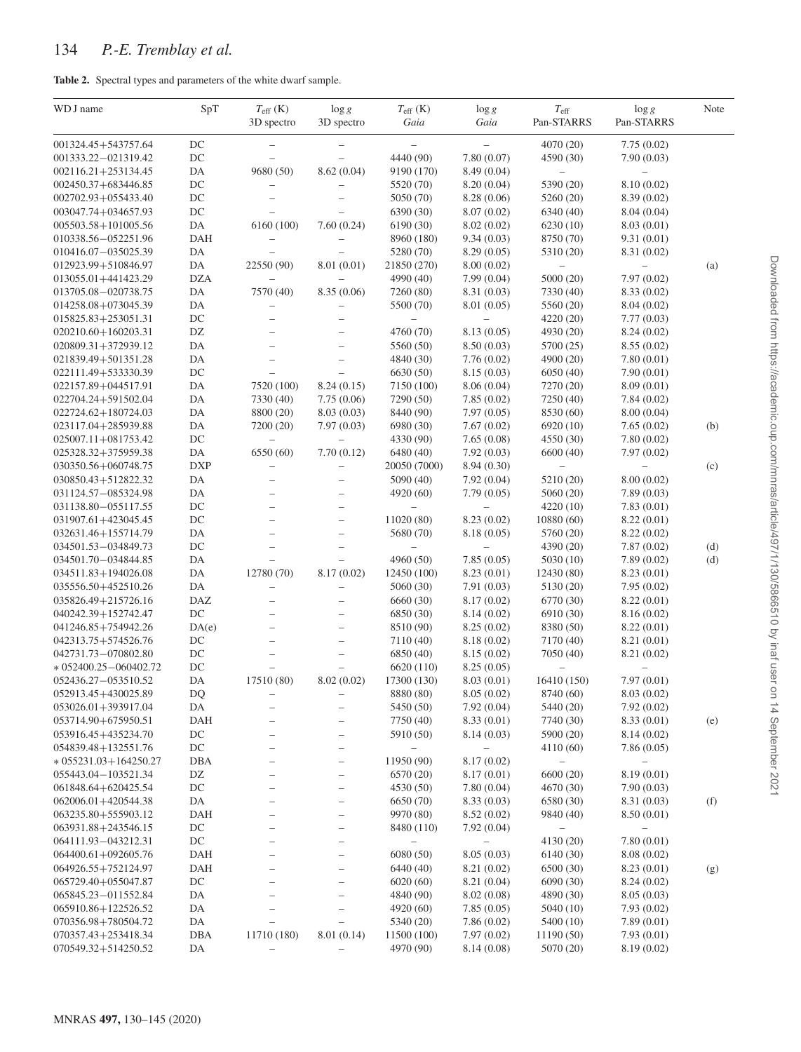**Table 2.** Spectral types and parameters of the white dwarf sample.

| WD J name | SpT | $T_{\rm eff}$ (K) 3D spectro | $\log g$ 3D spectro | $T_{\rm eff}$ (K) *Gaia* | $\log g$ *Gaia* | $T_{\rm eff}$ Pan-STARRS | $\log g$ Pan-STARRS | Note |
|---|---|---|---|---|---|---|---|---|
| 001324.45+543757.64 | DC | – | – | – | – | 4070 (20) | 7.75 (0.02) | |
| 001333.22−021319.42 | DC | – | – | 4440 (90) | 7.80 (0.07) | 4590 (30) | 7.90 (0.03) | |
| 002116.21+253134.45 | DA | 9680 (50) | 8.62 (0.04) | 9190 (170) | 8.49 (0.04) | – | – | |
| 002450.37+683446.85 | DC | – | – | 5520 (70) | 8.20 (0.04) | 5390 (20) | 8.10 (0.02) | |
| 002702.93+055433.40 | DC | – | – | 5050 (70) | 8.28 (0.06) | 5260 (20) | 8.39 (0.02) | |
| 003047.74+034657.93 | DC | – | – | 6390 (30) | 8.07 (0.02) | 6340 (40) | 8.04 (0.04) | |
| 005503.58+101005.56 | DA | 6160 (100) | 7.60 (0.24) | 6190 (30) | 8.02 (0.02) | 6230 (10) | 8.03 (0.01) | |
| 010338.56−052251.96 | DAH | – | – | 8960 (180) | 9.34 (0.03) | 8750 (70) | 9.31 (0.01) | |
| 010416.07−035025.39 | DA | – | – | 5280 (70) | 8.29 (0.05) | 5310 (20) | 8.31 (0.02) | |
| 012923.99+510846.97 | DA | 22550 (90) | 8.01 (0.01) | 21850 (270) | 8.00 (0.02) | – | – | (a) |
| 013055.01+441423.29 | DZA | – | – | 4990 (40) | 7.99 (0.04) | 5000 (20) | 7.97 (0.02) | |
| 013705.08−020738.75 | DA | 7570 (40) | 8.35 (0.06) | 7260 (80) | 8.31 (0.03) | 7330 (40) | 8.33 (0.02) | |
| 014258.08+073045.39 | DA | – | – | 5500 (70) | 8.01 (0.05) | 5560 (20) | 8.04 (0.02) | |
| 015825.83+253051.31 | DC | – | – | – | – | 4220 (20) | 7.77 (0.03) | |
| 020210.60+160203.31 | DZ | – | – | 4760 (70) | 8.13 (0.05) | 4930 (20) | 8.24 (0.02) | |
| 020809.31+372939.12 | DA | – | – | 5560 (50) | 8.50 (0.03) | 5700 (25) | 8.55 (0.02) | |
| 021839.49+501351.28 | DA | – | – | 4840 (30) | 7.76 (0.02) | 4900 (20) | 7.80 (0.01) | |
| 022111.49+533330.39 | DC | – | – | 6630 (50) | 8.15 (0.03) | 6050 (40) | 7.90 (0.01) | |
| 022157.89+044517.91 | DA | 7520 (100) | 8.24 (0.15) | 7150 (100) | 8.06 (0.04) | 7270 (20) | 8.09 (0.01) | |
| 022704.24+591502.04 | DA | 7330 (40) | 7.75 (0.06) | 7290 (50) | 7.85 (0.02) | 7250 (40) | 7.84 (0.02) | |
| 022724.62+180724.03 | DA | 8800 (20) | 8.03 (0.03) | 8440 (90) | 7.97 (0.05) | 8530 (60) | 8.00 (0.04) | |
| 023117.04+285939.88 | DA | 7200 (20) | 7.97 (0.03) | 6980 (30) | 7.67 (0.02) | 6920 (10) | 7.65 (0.02) | (b) |
| 025007.11+081753.42 | DC | – | – | 4330 (90) | 7.65 (0.08) | 4550 (30) | 7.80 (0.02) | |
| 025328.32+375959.38 | DA | 6550 (60) | 7.70 (0.12) | 6480 (40) | 7.92 (0.03) | 6600 (40) | 7.97 (0.02) | |
| 030350.56+060748.75 | DXP | – | – | 20050 (7000) | 8.94 (0.30) | – | – | (c) |
| 030850.43+512822.32 | DA | – | – | 5090 (40) | 7.92 (0.04) | 5210 (20) | 8.00 (0.02) | |
| 031124.57−085324.98 | DA | – | – | 4920 (60) | 7.79 (0.05) | 5060 (20) | 7.89 (0.03) | |
| 031138.80−055117.55 | DC | – | – | – | – | 4220 (10) | 7.83 (0.01) | |
| 031907.61+423045.45 | DC | – | – | 11020 (80) | 8.23 (0.02) | 10880 (60) | 8.22 (0.01) | |
| 032631.46+155714.79 | DA | – | – | 5680 (70) | 8.18 (0.05) | 5760 (20) | 8.22 (0.02) | |
| 034501.53−034849.73 | DC | – | – | – | – | 4390 (20) | 7.87 (0.02) | (d) |
| 034501.70−034844.85 | DA | – | – | 4960 (50) | 7.85 (0.05) | 5030 (10) | 7.89 (0.02) | (d) |
| 034511.83+194026.08 | DA | 12780 (70) | 8.17 (0.02) | 12450 (100) | 8.23 (0.01) | 12430 (80) | 8.23 (0.01) | |
| 035556.50+452510.26 | DA | – | – | 5060 (30) | 7.91 (0.03) | 5130 (20) | 7.95 (0.02) | |
| 035826.49+215726.16 | DAZ | – | – | 6660 (30) | 8.17 (0.02) | 6770 (30) | 8.22 (0.01) | |
| 040242.39+152742.47 | DC | – | – | 6850 (30) | 8.14 (0.02) | 6910 (30) | 8.16 (0.02) | |
| 041246.85+754942.26 | DA(e) | – | – | 8510 (90) | 8.25 (0.02) | 8380 (50) | 8.22 (0.01) | |
| 042313.75+574526.76 | DC | – | – | 7110 (40) | 8.18 (0.02) | 7170 (40) | 8.21 (0.01) | |
| 042731.73−070802.80 | DC | – | – | 6850 (40) | 8.15 (0.02) | 7050 (40) | 8.21 (0.02) | |
| ∗052400.25−060402.72 | DC | – | – | 6620 (110) | 8.25 (0.05) | – | – | |
| 052436.27−053510.52 | DA | 17510 (80) | 8.02 (0.02) | 17300 (130) | 8.03 (0.01) | 16410 (150) | 7.97 (0.01) | |
| 052913.45+430025.89 | DQ | – | – | 8880 (80) | 8.05 (0.02) | 8740 (60) | 8.03 (0.02) | |
| 053026.01+393917.04 | DA | – | – | 5450 (50) | 7.92 (0.04) | 5440 (20) | 7.92 (0.02) | |
| 053714.90+675950.51 | DAH | – | – | 7750 (40) | 8.33 (0.01) | 7740 (30) | 8.33 (0.01) | (e) |
| 053916.45+435234.70 | DC | – | – | 5910 (50) | 8.14 (0.03) | 5900 (20) | 8.14 (0.02) | |
| 054839.48+132551.76 | DC | – | – | – | – | 4110 (60) | 7.86 (0.05) | |
| ∗055231.03+164250.27 | DBA | – | – | 11950 (90) | 8.17 (0.02) | – | – | |
| 055443.04−103521.34 | DZ | – | – | 6570 (20) | 8.17 (0.01) | 6600 (20) | 8.19 (0.01) | |
| 061848.64+620425.54 | DC | – | – | 4530 (50) | 7.80 (0.04) | 4670 (30) | 7.90 (0.03) | |
| 062006.01+420544.38 | DA | – | – | 6650 (70) | 8.33 (0.03) | 6580 (30) | 8.31 (0.03) | (f) |
| 063235.80+555903.12 | DAH | – | – | 9970 (80) | 8.52 (0.02) | 9840 (40) | 8.50 (0.01) | |
| 063931.88+243546.15 | DC | – | – | 8480 (110) | 7.92 (0.04) | – | – | |
| 064111.93−043212.31 | DC | – | – | – | – | 4130 (20) | 7.80 (0.01) | |
| 064400.61+092605.76 | DAH | – | – | 6080 (50) | 8.05 (0.03) | 6140 (30) | 8.08 (0.02) | |
| 064926.55+752124.97 | DAH | – | – | 6440 (40) | 8.21 (0.02) | 6500 (30) | 8.23 (0.01) | (g) |
| 065729.40+055047.87 | DC | – | – | 6020 (60) | 8.21 (0.04) | 6090 (30) | 8.24 (0.02) | |
| 065845.23−011552.84 | DA | – | – | 4840 (90) | 8.02 (0.08) | 4890 (30) | 8.05 (0.03) | |
| 065910.86+122526.52 | DA | – | – | 4920 (60) | 7.85 (0.05) | 5040 (10) | 7.93 (0.02) | |
| 070356.98+780504.72 | DA | – | – | 5340 (20) | 7.86 (0.02) | 5400 (10) | 7.89 (0.01) | |
| 070357.43+253418.34 | DBA | 11710 (180) | 8.01 (0.14) | 11500 (100) | 7.97 (0.02) | 11190 (50) | 7.93 (0.01) | |
| 070549.32+514250.52 | DA | – | – | 4970 (90) | 8.14 (0.08) | 5070 (20) | 8.19 (0.02) | |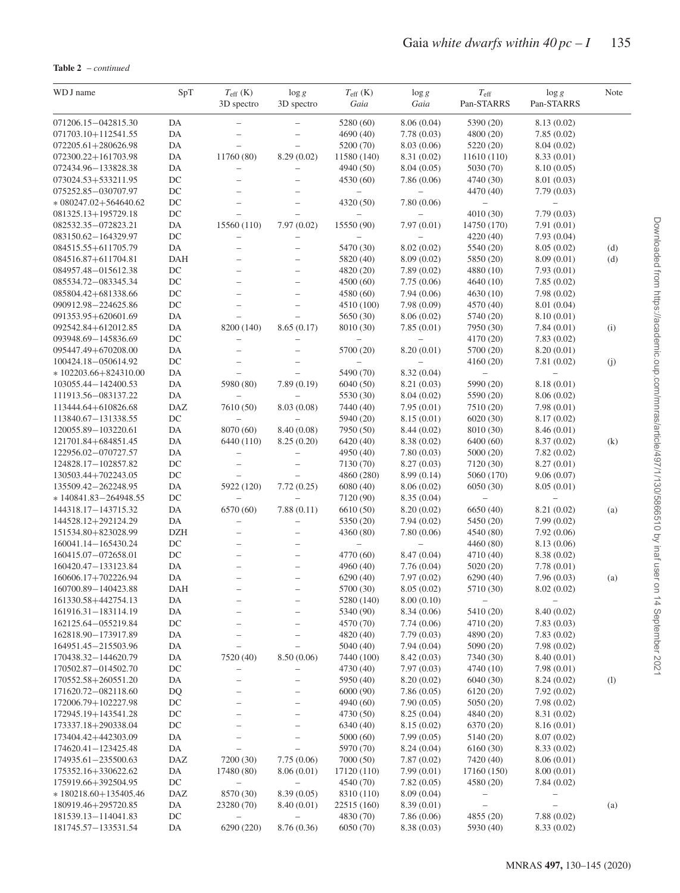**Table 2** – *continued*

| WD J name | SpT | $T_{\rm eff}$ (K) 3D spectro | log $g$ 3D spectro | $T_{\rm eff}$ (K) *Gaia* | log $g$ *Gaia* | $T_{\rm eff}$ Pan-STARRS | log $g$ Pan-STARRS | Note |
|---|---|---|---|---|---|---|---|---|
| 071206.15−042815.30 | DA | – | – | 5280 (60) | 8.06 (0.04) | 5390 (20) | 8.13 (0.02) | |
| 071703.10+112541.55 | DA | – | – | 4690 (40) | 7.78 (0.03) | 4800 (20) | 7.85 (0.02) | |
| 072205.61+280626.98 | DA | – | – | 5200 (70) | 8.03 (0.06) | 5220 (20) | 8.04 (0.02) | |
| 072300.22+161703.98 | DA | 11760 (80) | 8.29 (0.02) | 11580 (140) | 8.31 (0.02) | 11610 (110) | 8.33 (0.01) | |
| 072434.96−133828.38 | DA | – | – | 4940 (50) | 8.04 (0.05) | 5030 (70) | 8.10 (0.05) | |
| 073024.53+533211.95 | DC | – | – | 4530 (60) | 7.86 (0.06) | 4740 (30) | 8.01 (0.03) | |
| 075252.85−030707.97 | DC | – | – | – | – | 4470 (40) | 7.79 (0.03) | |
| * 080247.02+564640.62 | DC | – | – | 4320 (50) | 7.80 (0.06) | – | – | |
| 081325.13+195729.18 | DC | – | – | – | – | 4010 (30) | 7.79 (0.03) | |
| 082532.35−072823.21 | DA | 15560 (110) | 7.97 (0.02) | 15550 (90) | 7.97 (0.01) | 14750 (170) | 7.91 (0.01) | |
| 083150.62−164329.97 | DC | – | – | – | – | 4220 (40) | 7.93 (0.04) | |
| 084515.55+611705.79 | DA | – | – | 5470 (30) | 8.02 (0.02) | 5540 (20) | 8.05 (0.02) | (d) |
| 084516.87+611704.81 | DAH | – | – | 5820 (40) | 8.09 (0.02) | 5850 (20) | 8.09 (0.01) | (d) |
| 084957.48−015612.38 | DC | – | – | 4820 (20) | 7.89 (0.02) | 4880 (10) | 7.93 (0.01) | |
| 085534.72−083345.34 | DC | – | – | 4500 (60) | 7.75 (0.06) | 4640 (10) | 7.85 (0.02) | |
| 085804.42+681338.66 | DC | – | – | 4580 (60) | 7.94 (0.06) | 4630 (10) | 7.98 (0.02) | |
| 090912.98−224625.86 | DC | – | – | 4510 (100) | 7.98 (0.09) | 4570 (40) | 8.01 (0.04) | |
| 091353.95+620601.69 | DA | – | – | 5650 (30) | 8.06 (0.02) | 5740 (20) | 8.10 (0.01) | |
| 092542.84+612012.85 | DA | 8200 (140) | 8.65 (0.17) | 8010 (30) | 7.85 (0.01) | 7950 (30) | 7.84 (0.01) | (i) |
| 093948.69−145836.69 | DC | – | – | – | – | 4170 (20) | 7.83 (0.02) | |
| 095447.49+670208.00 | DA | – | – | 5700 (20) | 8.20 (0.01) | 5700 (20) | 8.20 (0.01) | |
| 100424.18−050614.92 | DC | – | – | – | – | 4160 (20) | 7.81 (0.02) | (j) |
| * 102203.66+824310.00 | DA | – | – | 5490 (70) | 8.32 (0.04) | – | – | |
| 103055.44−142400.53 | DA | 5980 (80) | 7.89 (0.19) | 6040 (50) | 8.21 (0.03) | 5990 (20) | 8.18 (0.01) | |
| 111913.56−083137.22 | DA | – | – | 5530 (30) | 8.04 (0.02) | 5590 (20) | 8.06 (0.02) | |
| 113444.64+610826.68 | DAZ | 7610 (50) | 8.03 (0.08) | 7440 (40) | 7.95 (0.01) | 7510 (20) | 7.98 (0.01) | |
| 113840.67−131338.55 | DC | – | – | 5940 (20) | 8.15 (0.01) | 6020 (30) | 8.17 (0.02) | |
| 120055.89−103220.61 | DA | 8070 (60) | 8.40 (0.08) | 7950 (50) | 8.44 (0.02) | 8010 (30) | 8.46 (0.01) | |
| 121701.84+684851.45 | DA | 6440 (110) | 8.25 (0.20) | 6420 (40) | 8.38 (0.02) | 6400 (60) | 8.37 (0.02) | (k) |
| 122956.02−070727.57 | DA | – | – | 4950 (40) | 7.80 (0.03) | 5000 (20) | 7.82 (0.02) | |
| 124828.17−102857.82 | DC | – | – | 7130 (70) | 8.27 (0.03) | 7120 (30) | 8.27 (0.01) | |
| 130503.44+702243.05 | DC | – | – | 4860 (280) | 8.99 (0.14) | 5060 (170) | 9.06 (0.07) | |
| 135509.42−262248.95 | DA | 5922 (120) | 7.72 (0.25) | 6080 (40) | 8.06 (0.02) | 6050 (30) | 8.05 (0.01) | |
| * 140841.83−264948.55 | DC | – | – | 7120 (90) | 8.35 (0.04) | – | – | |
| 144318.17−143715.32 | DA | 6570 (60) | 7.88 (0.11) | 6610 (50) | 8.20 (0.02) | 6650 (40) | 8.21 (0.02) | (a) |
| 144528.12+292124.29 | DA | – | – | 5350 (20) | 7.94 (0.02) | 5450 (20) | 7.99 (0.02) | |
| 151534.80+823028.99 | DZH | – | – | 4360 (80) | 7.80 (0.06) | 4540 (80) | 7.92 (0.06) | |
| 160041.14−165430.24 | DC | – | – | – | – | 4460 (80) | 8.13 (0.06) | |
| 160415.07−072658.01 | DC | – | – | 4770 (60) | 8.47 (0.04) | 4710 (40) | 8.38 (0.02) | |
| 160420.47−133123.84 | DA | – | – | 4960 (40) | 7.76 (0.04) | 5020 (20) | 7.78 (0.01) | |
| 160606.17+702226.94 | DA | – | – | 6290 (40) | 7.97 (0.02) | 6290 (40) | 7.96 (0.03) | (a) |
| 160700.89−140423.88 | DAH | – | – | 5700 (30) | 8.05 (0.02) | 5710 (30) | 8.02 (0.02) | |
| 161330.58+442754.13 | DA | – | – | 5280 (140) | 8.00 (0.10) | – | – | |
| 161916.31−183114.19 | DA | – | – | 5340 (90) | 8.34 (0.06) | 5410 (20) | 8.40 (0.02) | |
| 162125.64−055219.84 | DC | – | – | 4570 (70) | 7.74 (0.06) | 4710 (20) | 7.83 (0.03) | |
| 162818.90−173917.89 | DA | – | – | 4820 (40) | 7.79 (0.03) | 4890 (20) | 7.83 (0.02) | |
| 164951.45−215503.96 | DA | – | – | 5040 (40) | 7.94 (0.04) | 5090 (20) | 7.98 (0.02) | |
| 170438.32−144620.79 | DA | 7520 (40) | 8.50 (0.06) | 7440 (100) | 8.42 (0.03) | 7340 (30) | 8.40 (0.01) | |
| 170502.87−014502.70 | DC | – | – | 4730 (40) | 7.97 (0.03) | 4740 (10) | 7.98 (0.01) | |
| 170552.58+260551.20 | DA | – | – | 5950 (40) | 8.20 (0.02) | 6040 (30) | 8.24 (0.02) | (l) |
| 171620.72−082118.60 | DQ | – | – | 6000 (90) | 7.86 (0.05) | 6120 (20) | 7.92 (0.02) | |
| 172006.79+102227.98 | DC | – | – | 4940 (60) | 7.90 (0.05) | 5050 (20) | 7.98 (0.02) | |
| 172945.19+143541.28 | DC | – | – | 4730 (50) | 8.25 (0.04) | 4840 (20) | 8.31 (0.02) | |
| 173337.18+290338.04 | DC | – | – | 6340 (40) | 8.15 (0.02) | 6370 (20) | 8.16 (0.01) | |
| 173404.42+442303.09 | DA | – | – | 5000 (60) | 7.99 (0.05) | 5140 (20) | 8.07 (0.02) | |
| 174620.41−123425.48 | DA | – | – | 5970 (70) | 8.24 (0.04) | 6160 (30) | 8.33 (0.02) | |
| 174935.61−235500.63 | DAZ | 7200 (30) | 7.75 (0.06) | 7000 (50) | 7.87 (0.02) | 7420 (40) | 8.06 (0.01) | |
| 175352.16+330622.62 | DA | 17480 (80) | 8.06 (0.01) | 17120 (110) | 7.99 (0.01) | 17160 (150) | 8.00 (0.01) | |
| 175919.66+392504.95 | DC | – | – | 4540 (70) | 7.82 (0.05) | 4580 (20) | 7.84 (0.02) | |
| * 180218.60+135405.46 | DAZ | 8570 (30) | 8.39 (0.05) | 8310 (110) | 8.09 (0.04) | – | – | |
| 180919.46+295720.85 | DA | 23280 (70) | 8.40 (0.01) | 22515 (160) | 8.39 (0.01) | – | – | (a) |
| 181539.13−114041.83 | DC | – | – | 4830 (70) | 7.86 (0.06) | 4855 (20) | 7.88 (0.02) | |
| 181745.57−133531.54 | DA | 6290 (220) | 8.76 (0.36) | 6050 (70) | 8.38 (0.03) | 5930 (40) | 8.33 (0.02) | |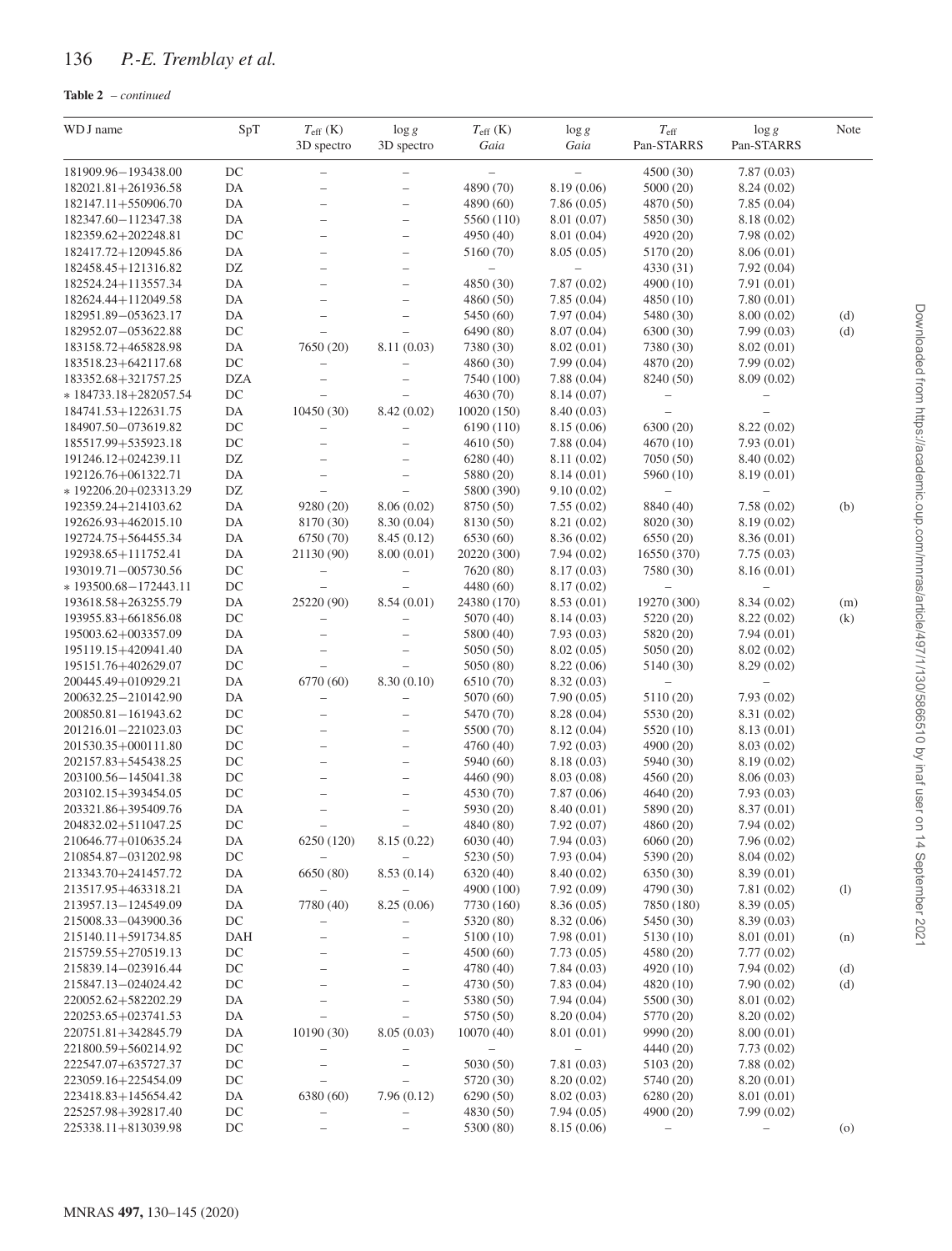**Table 2** – *continued*

| WD J name | SpT | $T_{\rm eff}$ (K) 3D spectro | $\log g$ 3D spectro | $T_{\rm eff}$ (K) *Gaia* | $\log g$ *Gaia* | $T_{\rm eff}$ Pan-STARRS | $\log g$ Pan-STARRS | Note |
|---|---|---|---|---|---|---|---|---|
| 181909.96−193438.00 | DC | – | – | – | – | 4500 (30) | 7.87 (0.03) | |
| 182021.81+261936.58 | DA | – | – | 4890 (70) | 8.19 (0.06) | 5000 (20) | 8.24 (0.02) | |
| 182147.11+550906.70 | DA | – | – | 4890 (60) | 7.86 (0.05) | 4870 (50) | 7.85 (0.04) | |
| 182347.60−112347.38 | DA | – | – | 5560 (110) | 8.01 (0.07) | 5850 (30) | 8.18 (0.02) | |
| 182359.62+202248.81 | DC | – | – | 4950 (40) | 8.01 (0.04) | 4920 (20) | 7.98 (0.02) | |
| 182417.72+120945.86 | DA | – | – | 5160 (70) | 8.05 (0.05) | 5170 (20) | 8.06 (0.01) | |
| 182458.45+121316.82 | DZ | – | – | – | – | 4330 (31) | 7.92 (0.04) | |
| 182524.24+113557.34 | DA | – | – | 4850 (30) | 7.87 (0.02) | 4900 (10) | 7.91 (0.01) | |
| 182624.44+112049.58 | DA | – | – | 4860 (50) | 7.85 (0.04) | 4850 (10) | 7.80 (0.01) | |
| 182951.89−053623.17 | DA | – | – | 5450 (60) | 7.97 (0.04) | 5480 (30) | 8.00 (0.02) | (d) |
| 182952.07−053622.88 | DC | – | – | 6490 (80) | 8.07 (0.04) | 6300 (30) | 7.99 (0.03) | (d) |
| 183158.72+465828.98 | DA | 7650 (20) | 8.11 (0.03) | 7380 (30) | 8.02 (0.01) | 7380 (30) | 8.02 (0.01) | |
| 183518.23+642117.68 | DC | – | – | 4860 (30) | 7.99 (0.04) | 4870 (20) | 7.99 (0.02) | |
| 183352.68+321757.25 | DZA | – | – | 7540 (100) | 7.88 (0.04) | 8240 (50) | 8.09 (0.02) | |
| * 184733.18+282057.54 | DC | – | – | 4630 (70) | 8.14 (0.07) | – | – | |
| 184741.53+122631.75 | DA | 10450 (30) | 8.42 (0.02) | 10020 (150) | 8.40 (0.03) | – | – | |
| 184907.50−073619.82 | DC | – | – | 6190 (110) | 8.15 (0.06) | 6300 (20) | 8.22 (0.02) | |
| 185517.99+535923.18 | DC | – | – | 4610 (50) | 7.88 (0.04) | 4670 (10) | 7.93 (0.01) | |
| 191246.12+024239.11 | DZ | – | – | 6280 (40) | 8.11 (0.02) | 7050 (50) | 8.40 (0.02) | |
| 192126.76+061322.71 | DA | – | – | 5880 (20) | 8.14 (0.01) | 5960 (10) | 8.19 (0.01) | |
| * 192206.20+023313.29 | DZ | – | – | 5800 (390) | 9.10 (0.02) | – | – | |
| 192359.24+214103.62 | DA | 9280 (20) | 8.06 (0.02) | 8750 (50) | 7.55 (0.02) | 8840 (40) | 7.58 (0.02) | (b) |
| 192626.93+462015.10 | DA | 8170 (30) | 8.30 (0.04) | 8130 (50) | 8.21 (0.02) | 8020 (30) | 8.19 (0.02) | |
| 192724.75+564455.34 | DA | 6750 (70) | 8.45 (0.12) | 6530 (60) | 8.36 (0.02) | 6550 (20) | 8.36 (0.01) | |
| 192938.65+111752.41 | DA | 21130 (90) | 8.00 (0.01) | 20220 (300) | 7.94 (0.02) | 16550 (370) | 7.75 (0.03) | |
| 193019.71−005730.56 | DC | – | – | 7620 (80) | 8.17 (0.03) | 7580 (30) | 8.16 (0.01) | |
| * 193500.68−172443.11 | DC | – | – | 4480 (60) | 8.17 (0.02) | – | – | |
| 193618.58+263255.79 | DA | 25220 (90) | 8.54 (0.01) | 24380 (170) | 8.53 (0.01) | 19270 (300) | 8.34 (0.02) | (m) |
| 193955.83+661856.08 | DC | – | – | 5070 (40) | 8.14 (0.03) | 5220 (20) | 8.22 (0.02) | (k) |
| 195003.62+003357.09 | DA | – | – | 5800 (40) | 7.93 (0.03) | 5820 (20) | 7.94 (0.01) | |
| 195119.15+420941.40 | DA | – | – | 5050 (50) | 8.02 (0.05) | 5050 (20) | 8.02 (0.02) | |
| 195151.76+402629.07 | DC | – | – | 5050 (80) | 8.22 (0.06) | 5140 (30) | 8.29 (0.02) | |
| 200445.49+010929.21 | DA | 6770 (60) | 8.30 (0.10) | 6510 (70) | 8.32 (0.03) | – | – | |
| 200632.25−210142.90 | DA | – | – | 5070 (60) | 7.90 (0.05) | 5110 (20) | 7.93 (0.02) | |
| 200850.81−161943.62 | DC | – | – | 5470 (70) | 8.28 (0.04) | 5530 (20) | 8.31 (0.02) | |
| 201216.01−221023.03 | DC | – | – | 5500 (70) | 8.12 (0.04) | 5520 (10) | 8.13 (0.01) | |
| 201530.35+000111.80 | DC | – | – | 4760 (40) | 7.92 (0.03) | 4900 (20) | 8.03 (0.02) | |
| 202157.83+545438.25 | DC | – | – | 5940 (60) | 8.18 (0.03) | 5940 (30) | 8.19 (0.02) | |
| 203100.56−145041.38 | DC | – | – | 4460 (90) | 8.03 (0.08) | 4560 (20) | 8.06 (0.03) | |
| 203102.15+393454.05 | DC | – | – | 4530 (70) | 7.87 (0.06) | 4640 (20) | 7.93 (0.03) | |
| 203321.86+395409.76 | DA | – | – | 5930 (20) | 8.40 (0.01) | 5890 (20) | 8.37 (0.01) | |
| 204832.02+511047.25 | DC | – | – | 4840 (80) | 7.92 (0.07) | 4860 (20) | 7.94 (0.02) | |
| 210646.77+010635.24 | DA | 6250 (120) | 8.15 (0.22) | 6030 (40) | 7.94 (0.03) | 6060 (20) | 7.96 (0.02) | |
| 210854.87−031202.98 | DC | – | – | 5230 (50) | 7.93 (0.04) | 5390 (20) | 8.04 (0.02) | |
| 213343.70+241457.72 | DA | 6650 (80) | 8.53 (0.14) | 6320 (40) | 8.40 (0.02) | 6350 (30) | 8.39 (0.01) | |
| 213517.95+463318.21 | DA | – | – | 4900 (100) | 7.92 (0.09) | 4790 (30) | 7.81 (0.02) | (l) |
| 213957.13−124549.09 | DA | 7780 (40) | 8.25 (0.06) | 7730 (160) | 8.36 (0.05) | 7850 (180) | 8.39 (0.05) | |
| 215008.33−043900.36 | DC | – | – | 5320 (80) | 8.32 (0.06) | 5450 (30) | 8.39 (0.03) | |
| 215140.11+591734.85 | DAH | – | – | 5100 (10) | 7.98 (0.01) | 5130 (10) | 8.01 (0.01) | (n) |
| 215759.55+270519.13 | DC | – | – | 4500 (60) | 7.73 (0.05) | 4580 (20) | 7.77 (0.02) | |
| 215839.14−023916.44 | DC | – | – | 4780 (40) | 7.84 (0.03) | 4920 (10) | 7.94 (0.02) | (d) |
| 215847.13−024024.42 | DC | – | – | 4730 (50) | 7.83 (0.04) | 4820 (10) | 7.90 (0.02) | (d) |
| 220052.62+582202.29 | DA | – | – | 5380 (50) | 7.94 (0.04) | 5500 (30) | 8.01 (0.02) | |
| 220253.65+023741.53 | DA | – | – | 5750 (50) | 8.20 (0.04) | 5770 (20) | 8.20 (0.02) | |
| 220751.81+342845.79 | DA | 10190 (30) | 8.05 (0.03) | 10070 (40) | 8.01 (0.01) | 9990 (20) | 8.00 (0.01) | |
| 221800.59+560214.92 | DC | – | – | – | – | 4440 (20) | 7.73 (0.02) | |
| 222547.07+635727.37 | DC | – | – | 5030 (50) | 7.81 (0.03) | 5103 (20) | 7.88 (0.02) | |
| 223059.16+225454.09 | DC | – | – | 5720 (30) | 8.20 (0.02) | 5740 (20) | 8.20 (0.01) | |
| 223418.83+145654.42 | DA | 6380 (60) | 7.96 (0.12) | 6290 (50) | 8.02 (0.03) | 6280 (20) | 8.01 (0.01) | |
| 225257.98+392817.40 | DC | – | – | 4830 (50) | 7.94 (0.05) | 4900 (20) | 7.99 (0.02) | |
| 225338.11+813039.98 | DC | – | – | 5300 (80) | 8.15 (0.06) | – | – | (o) |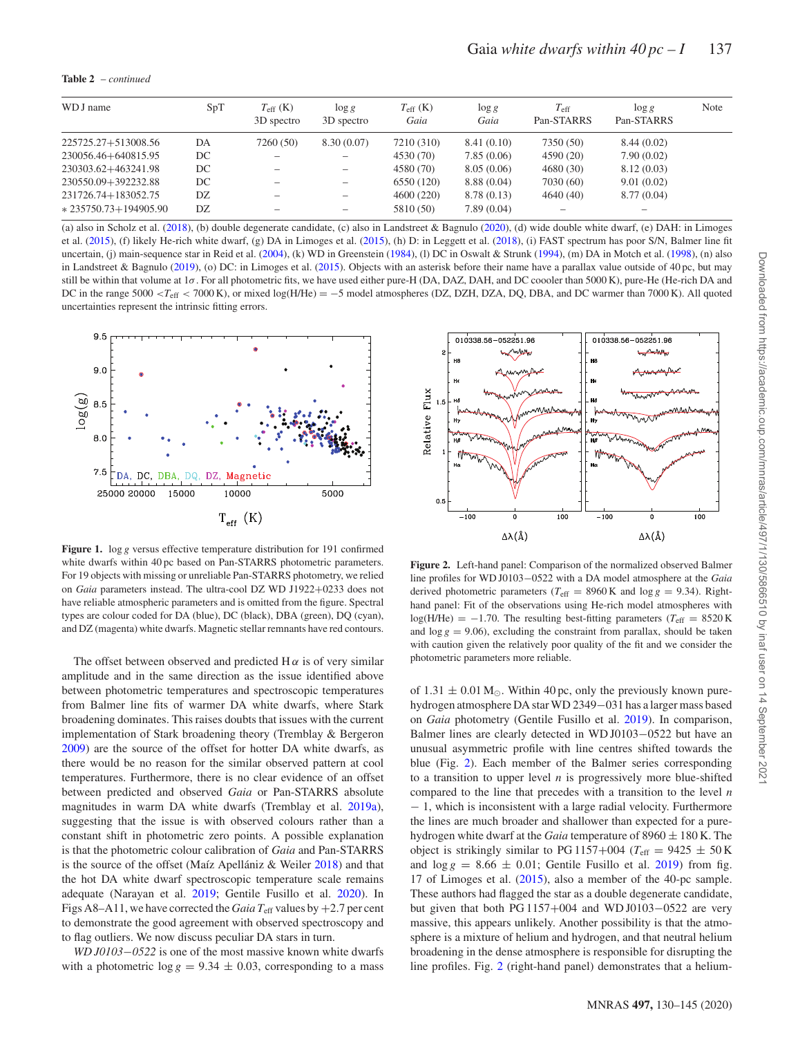**Table 2** – *continued*

| WD J name | SpT | $T_{\rm eff}$ (K) 3D spectro | log *g* 3D spectro | $T_{\rm eff}$ (K) *Gaia* | log *g* *Gaia* | $T_{\rm eff}$ Pan-STARRS | log *g* Pan-STARRS | Note |
|---|---|---|---|---|---|---|---|---|
| 225725.27+513008.56 | DA | 7260 (50) | 8.30 (0.07) | 7210 (310) | 8.41 (0.10) | 7350 (50) | 8.44 (0.02) | |
| 230056.46+640815.95 | DC | – | – | 4530 (70) | 7.85 (0.06) | 4590 (20) | 7.90 (0.02) | |
| 230303.62+463241.98 | DC | – | – | 4580 (70) | 8.05 (0.06) | 4680 (30) | 8.12 (0.03) | |
| 230550.09+392232.88 | DC | – | – | 6550 (120) | 8.88 (0.04) | 7030 (60) | 9.01 (0.02) | |
| 231726.74+183052.75 | DZ | – | – | 4600 (220) | 8.78 (0.13) | 4640 (40) | 8.77 (0.04) | |
| * 235750.73+194905.90 | DZ | – | – | 5810 (50) | 7.89 (0.04) | – | – | |

(a) also in Scholz et al. (2018), (b) double degenerate candidate, (c) also in Landstreet & Bagnulo (2020), (d) wide double white dwarf, (e) DAH: in Limoges et al. (2015), (f) likely He-rich white dwarf, (g) DA in Limoges et al. (2015), (h) D: in Leggett et al. (2018), (i) FAST spectrum has poor S/N, Balmer line fit uncertain, (j) main-sequence star in Reid et al. (2004), (k) WD in Greenstein (1984), (l) DC in Oswalt & Strunk (1994), (m) DA in Motch et al. (1998), (n) also in Landstreet & Bagnulo (2019), (o) DC: in Limoges et al. (2015). Objects with an asterisk before their name have a parallax value outside of 40 pc, but may still be within that volume at $1\sigma$. For all photometric fits, we have used either pure-H (DA, DAZ, DAH, and DC cooler than 5000 K), pure-He (He-rich DA and DC in the range 5000 $< T_{\rm eff} <$ 7000 K), or mixed log(H/He) = −5 model atmospheres (DZ, DZH, DZA, DQ, DBA, and DC warmer than 7000 K). All quoted uncertainties represent the intrinsic fitting errors.

**Figure 1.** log *g* versus effective temperature distribution for 191 confirmed white dwarfs within 40 pc based on Pan-STARRS photometric parameters. For 19 objects with missing or unreliable Pan-STARRS photometry, we relied on *Gaia* parameters instead. The ultra-cool DZ WD J1922+0233 does not have reliable atmospheric parameters and is omitted from the figure. Spectral types are colour coded for DA (blue), DC (black), DBA (green), DQ (cyan), and DZ (magenta) white dwarfs. Magnetic stellar remnants have red contours.

**Figure 2.** Left-hand panel: Comparison of the normalized observed Balmer line profiles for WD J0103−0522 with a DA model atmosphere at the *Gaia* derived photometric parameters ($T_{\rm eff}$ = 8960 K and log *g* = 9.34). Right-hand panel: Fit of the observations using He-rich model atmospheres with log(H/He) = −1.70. The resulting best-fitting parameters ($T_{\rm eff}$ = 8520 K and log *g* = 9.06), excluding the constraint from parallax, should be taken with caution given the relatively poor quality of the fit and we consider the photometric parameters more reliable.

The offset between observed and predicted H $\alpha$ is of very similar amplitude and in the same direction as the issue identified above between photometric temperatures and spectroscopic temperatures from Balmer line fits of warmer DA white dwarfs, where Stark broadening dominates. This raises doubts that issues with the current implementation of Stark broadening theory (Tremblay & Bergeron 2009) are the source of the offset for hotter DA white dwarfs, as there would be no reason for the similar observed pattern at cool temperatures. Furthermore, there is no clear evidence of an offset between predicted and observed *Gaia* or Pan-STARRS absolute magnitudes in warm DA white dwarfs (Tremblay et al. 2019a), suggesting that the issue is with observed colours rather than a constant shift in photometric zero points. A possible explanation is that the photometric colour calibration of *Gaia* and Pan-STARRS is the source of the offset (Maíz Apellániz & Weiler 2018) and that the hot DA white dwarf spectroscopic temperature scale remains adequate (Narayan et al. 2019; Gentile Fusillo et al. 2020). In Figs A8–A11, we have corrected the *Gaia* $T_{\rm eff}$ values by +2.7 per cent to demonstrate the good agreement with observed spectroscopy and to flag outliers. We now discuss peculiar DA stars in turn.

*WD J0103−0522* is one of the most massive known white dwarfs with a photometric log *g* = 9.34 ± 0.03, corresponding to a mass of 1.31 ± 0.01 $M_{\odot}$. Within 40 pc, only the previously known pure-hydrogen atmosphere DA star WD 2349−031 has a larger mass based on *Gaia* photometry (Gentile Fusillo et al. 2019). In comparison, Balmer lines are clearly detected in WD J0103−0522 but have an unusual asymmetric profile with line centres shifted towards the blue (Fig. 2). Each member of the Balmer series corresponding to a transition to upper level *n* is progressively more blue-shifted compared to the line that precedes with a transition to the level *n* − 1, which is inconsistent with a large radial velocity. Furthermore the lines are much broader and shallower than expected for a pure-hydrogen white dwarf at the *Gaia* temperature of 8960 ± 180 K. The object is strikingly similar to PG 1157+004 ($T_{\rm eff}$ = 9425 ± 50 K and log *g* = 8.66 ± 0.01; Gentile Fusillo et al. 2019) from fig. 17 of Limoges et al. (2015), also a member of the 40-pc sample. These authors had flagged the star as a double degenerate candidate, but given that both PG 1157+004 and WD J0103−0522 are very massive, this appears unlikely. Another possibility is that the atmosphere is a mixture of helium and hydrogen, and that neutral helium broadening in the dense atmosphere is responsible for disrupting the line profiles. Fig. 2 (right-hand panel) demonstrates that a helium-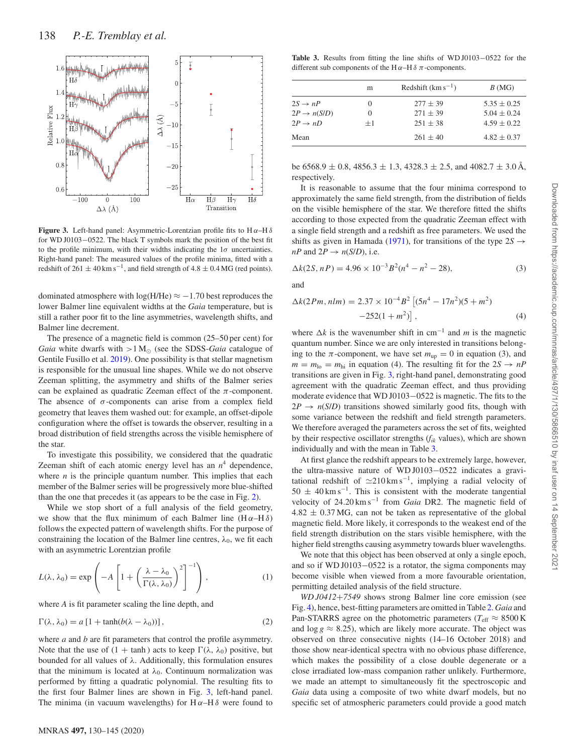Figure 3. Left-hand panel: Asymmetric-Lorentzian profile fits to H $\alpha$–H $\delta$ for WD J0103−0522. The black T symbols mark the position of the best fit to the profile minimum, with their widths indicating the 1$\sigma$ uncertainties. Right-hand panel: The measured values of the profile minima, fitted with a redshift of $261 \pm 40\,\mathrm{km\,s^{-1}}$, and field strength of $4.8 \pm 0.4$ MG (red points).

dominated atmosphere with log(H/He) $\approx -1.70$ best reproduces the lower Balmer line equivalent widths at the *Gaia* temperature, but is still a rather poor fit to the line asymmetries, wavelength shifts, and Balmer line decrement.

The presence of a magnetic field is common (25–50 per cent) for *Gaia* white dwarfs with $>1\,\mathrm{M}_{\odot}$ (see the SDSS-*Gaia* catalogue of Gentile Fusillo et al. 2019). One possibility is that stellar magnetism is responsible for the unusual line shapes. While we do not observe Zeeman splitting, the asymmetry and shifts of the Balmer series can be explained as quadratic Zeeman effect of the $\pi$-component. The absence of $\sigma$-components can arise from a complex field geometry that leaves them washed out: for example, an offset-dipole configuration where the offset is towards the observer, resulting in a broad distribution of field strengths across the visible hemisphere of the star.

To investigate this possibility, we considered that the quadratic Zeeman shift of each atomic energy level has an $n^4$ dependence, where $n$ is the principle quantum number. This implies that each member of the Balmer series will be progressively more blue-shifted than the one that precedes it (as appears to be the case in Fig. 2).

While we stop short of a full analysis of the field geometry, we show that the flux minimum of each Balmer line (H $\alpha$–H $\delta$) follows the expected pattern of wavelength shifts. For the purpose of constraining the location of the Balmer line centres, $\lambda_0$, we fit each with an asymmetric Lorentzian profile

$$L(\lambda, \lambda_0) = \exp\left(-A\left[1 + \left(\frac{\lambda - \lambda_0}{\Gamma(\lambda, \lambda_0)}\right)^2\right]^{-1}\right), \tag{1}$$

where $A$ is fit parameter scaling the line depth, and

$$\Gamma(\lambda, \lambda_0) = a\left[1 + \tanh(b(\lambda - \lambda_0))\right], \tag{2}$$

where $a$ and $b$ are fit parameters that control the profile asymmetry. Note that the use of $(1 + \tanh)$ acts to keep $\Gamma(\lambda, \lambda_0)$ positive, but bounded for all values of $\lambda$. Additionally, this formulation ensures that the minimum is located at $\lambda_0$. Continuum normalization was performed by fitting a quadratic polynomial. The resulting fits to the first four Balmer lines are shown in Fig. 3, left-hand panel. The minima (in vacuum wavelengths) for H $\alpha$–H $\delta$ were found to be $6568.9 \pm 0.8$, $4856.3 \pm 1.3$, $4328.3 \pm 2.5$, and $4082.7 \pm 3.0$ Å, respectively.

Table 3. Results from fitting the line shifts of WD J0103−0522 for the different sub components of the H $\alpha$–H $\delta$ $\pi$-components.

| | m | Redshift ($\mathrm{km\,s^{-1}}$) | $B$ (MG) |
|---|---|---|---|
| $2S \rightarrow nP$ | 0 | $277 \pm 39$ | $5.35 \pm 0.25$ |
| $2P \rightarrow n(S/D)$ | 0 | $271 \pm 39$ | $5.04 \pm 0.24$ |
| $2P \rightarrow nD$ | $\pm 1$ | $251 \pm 38$ | $4.59 \pm 0.22$ |
| Mean | | $261 \pm 40$ | $4.82 \pm 0.37$ |

It is reasonable to assume that the four minima correspond to approximately the same field strength, from the distribution of fields on the visible hemisphere of the star. We therefore fitted the shifts according to those expected from the quadratic Zeeman effect with a single field strength and a redshift as free parameters. We used the shifts as given in Hamada (1971), for transitions of the type $2S \rightarrow nP$ and $2P \rightarrow n(S/D)$, i.e.

$$\Delta k(2S, nP) = 4.96 \times 10^{-3} B^2 (n^4 - n^2 - 28), \tag{3}$$

and

$$\Delta k(2Pm, nlm) = 2.37 \times 10^{-4} B^2 \left[(5n^4 - 17n^2)(5 + m^2) - 252(1 + m^2)\right], \tag{4}$$

where $\Delta k$ is the wavenumber shift in $\mathrm{cm^{-1}}$ and $m$ is the magnetic quantum number. Since we are only interested in transitions belonging to the $\pi$-component, we have set $m_{\mathrm{up}} = 0$ in equation (3), and $m = m_{\mathrm{lo}} = m_{\mathrm{hi}}$ in equation (4). The resulting fit for the $2S \rightarrow nP$ transitions are given in Fig. 3, right-hand panel, demonstrating good agreement with the quadratic Zeeman effect, and thus providing moderate evidence that WD J0103−0522 is magnetic. The fits to the $2P \rightarrow n(S/D)$ transitions showed similarly good fits, though with some variance between the redshift and field strength parameters. We therefore averaged the parameters across the set of fits, weighted by their respective oscillator strengths ($f_{ik}$ values), which are shown individually and with the mean in Table 3.

At first glance the redshift appears to be extremely large, however, the ultra-massive nature of WD J0103−0522 indicates a gravitational redshift of $\simeq 210\,\mathrm{km\,s^{-1}}$, implying a radial velocity of $50 \pm 40\,\mathrm{km\,s^{-1}}$. This is consistent with the moderate tangential velocity of $24.20\,\mathrm{km\,s^{-1}}$ from *Gaia* DR2. The magnetic field of $4.82 \pm 0.37$ MG, can not be taken as representative of the global magnetic field. More likely, it corresponds to the weakest end of the field strength distribution on the stars visible hemisphere, with the higher field strengths causing asymmetry towards bluer wavelengths.

We note that this object has been observed at only a single epoch, and so if WD J0103−0522 is a rotator, the sigma components may become visible when viewed from a more favourable orientation, permitting detailed analysis of the field structure.

*WD J0412+7549* shows strong Balmer line core emission (see Fig. 4), hence, best-fitting parameters are omitted in Table 2. *Gaia* and Pan-STARRS agree on the photometric parameters ($T_{\mathrm{eff}} \approx 8500$ K and $\log g \approx 8.25$), which are likely more accurate. The object was observed on three consecutive nights (14–16 October 2018) and those show near-identical spectra with no obvious phase difference, which makes the possibility of a close double degenerate or a close irradiated low-mass companion rather unlikely. Furthermore, we made an attempt to simultaneously fit the spectroscopic and *Gaia* data using a composite of two white dwarf models, but no specific set of atmospheric parameters could provide a good match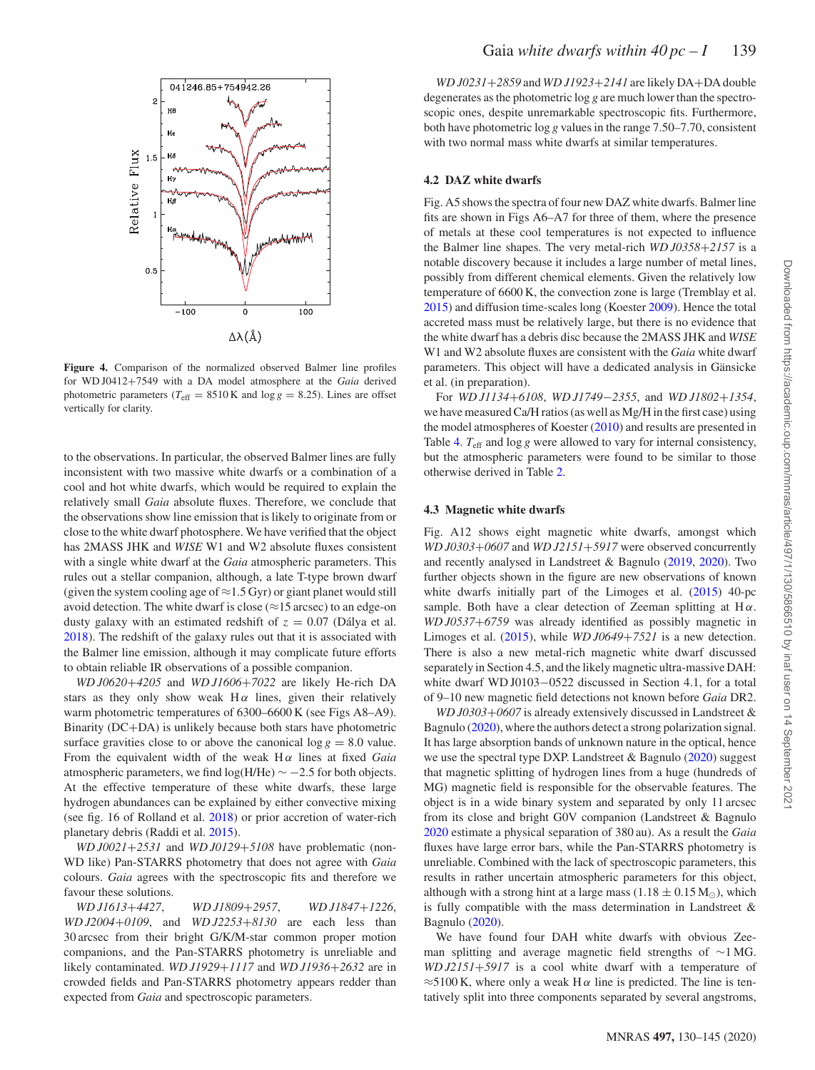**Figure 4.** Comparison of the normalized observed Balmer line profiles for WD J0412+7549 with a DA model atmosphere at the *Gaia* derived photometric parameters ($T_{\rm eff}$ = 8510 K and log $g$ = 8.25). Lines are offset vertically for clarity.

to the observations. In particular, the observed Balmer lines are fully inconsistent with two massive white dwarfs or a combination of a cool and hot white dwarfs, which would be required to explain the relatively small *Gaia* absolute fluxes. Therefore, we conclude that the observations show line emission that is likely to originate from or close to the white dwarf photosphere. We have verified that the object has 2MASS JHK and *WISE* W1 and W2 absolute fluxes consistent with a single white dwarf at the *Gaia* atmospheric parameters. This rules out a stellar companion, although, a late T-type brown dwarf (given the system cooling age of ≈1.5 Gyr) or giant planet would still avoid detection. The white dwarf is close (≈15 arcsec) to an edge-on dusty galaxy with an estimated redshift of $z$ = 0.07 (Dálya et al. 2018). The redshift of the galaxy rules out that it is associated with the Balmer line emission, although it may complicate future efforts to obtain reliable IR observations of a possible companion.

*WD J0620+4205* and *WD J1606+7022* are likely He-rich DA stars as they only show weak H $\alpha$ lines, given their relatively warm photometric temperatures of 6300–6600 K (see Figs A8–A9). Binarity (DC+DA) is unlikely because both stars have photometric surface gravities close to or above the canonical log $g$ = 8.0 value. From the equivalent width of the weak H $\alpha$ lines at fixed *Gaia* atmospheric parameters, we find log(H/He) ∼ −2.5 for both objects. At the effective temperature of these white dwarfs, these large hydrogen abundances can be explained by either convective mixing (see fig. 16 of Rolland et al. 2018) or prior accretion of water-rich planetary debris (Raddi et al. 2015).

*WD J0021+2531* and *WD J0129+5108* have problematic (non-WD like) Pan-STARRS photometry that does not agree with *Gaia* colours. *Gaia* agrees with the spectroscopic fits and therefore we favour these solutions.

*WD J1613+4427*, *WD J1809+2957*, *WD J1847+1226*, *WD J2004+0109*, and *WD J2253+8130* are each less than 30 arcsec from their bright G/K/M-star common proper motion companions, and the Pan-STARRS photometry is unreliable and likely contaminated. *WD J1929+1117* and *WD J1936+2632* are in crowded fields and Pan-STARRS photometry appears redder than expected from *Gaia* and spectroscopic parameters.

*WD J0231+2859* and *WD J1923+2141* are likely DA+DA double degenerates as the photometric log $g$ are much lower than the spectroscopic ones, despite unremarkable spectroscopic fits. Furthermore, both have photometric log $g$ values in the range 7.50–7.70, consistent with two normal mass white dwarfs at similar temperatures.

### 4.2 DAZ white dwarfs

Fig. A5 shows the spectra of four new DAZ white dwarfs. Balmer line fits are shown in Figs A6–A7 for three of them, where the presence of metals at these cool temperatures is not expected to influence the Balmer line shapes. The very metal-rich *WD J0358+2157* is a notable discovery because it includes a large number of metal lines, possibly from different chemical elements. Given the relatively low temperature of 6600 K, the convection zone is large (Tremblay et al. 2015) and diffusion time-scales long (Koester 2009). Hence the total accreted mass must be relatively large, but there is no evidence that the white dwarf has a debris disc because the 2MASS JHK and *WISE* W1 and W2 absolute fluxes are consistent with the *Gaia* white dwarf parameters. This object will have a dedicated analysis in Gänsicke et al. (in preparation).

For *WD J1134+6108*, *WD J1749−2355*, and *WD J1802+1354*, we have measured Ca/H ratios (as well as Mg/H in the first case) using the model atmospheres of Koester (2010) and results are presented in Table 4. $T_{\rm eff}$ and log $g$ were allowed to vary for internal consistency, but the atmospheric parameters were found to be similar to those otherwise derived in Table 2.

### 4.3 Magnetic white dwarfs

Fig. A12 shows eight magnetic white dwarfs, amongst which *WD J0303+0607* and *WD J2151+5917* were observed concurrently and recently analysed in Landstreet & Bagnulo (2019, 2020). Two further objects shown in the figure are new observations of known white dwarfs initially part of the Limoges et al. (2015) 40-pc sample. Both have a clear detection of Zeeman splitting at H $\alpha$. *WD J0537+6759* was already identified as possibly magnetic in Limoges et al. (2015), while *WD J0649+7521* is a new detection. There is also a new metal-rich magnetic white dwarf discussed separately in Section 4.5, and the likely magnetic ultra-massive DAH: white dwarf WD J0103−0522 discussed in Section 4.1, for a total of 9–10 new magnetic field detections not known before *Gaia* DR2.

*WD J0303+0607* is already extensively discussed in Landstreet & Bagnulo (2020), where the authors detect a strong polarization signal. It has large absorption bands of unknown nature in the optical, hence we use the spectral type DXP. Landstreet & Bagnulo (2020) suggest that magnetic splitting of hydrogen lines from a huge (hundreds of MG) magnetic field is responsible for the observable features. The object is in a wide binary system and separated by only 11 arcsec from its close and bright G0V companion (Landstreet & Bagnulo 2020 estimate a physical separation of 380 au). As a result the *Gaia* fluxes have large error bars, while the Pan-STARRS photometry is unreliable. Combined with the lack of spectroscopic parameters, this results in rather uncertain atmospheric parameters for this object, although with a strong hint at a large mass (1.18 ± 0.15 M$_\odot$), which is fully compatible with the mass determination in Landstreet & Bagnulo (2020).

We have found four DAH white dwarfs with obvious Zeeman splitting and average magnetic field strengths of ∼1 MG. *WD J2151+5917* is a cool white dwarf with a temperature of ≈5100 K, where only a weak H $\alpha$ line is predicted. The line is tentatively split into three components separated by several angstroms,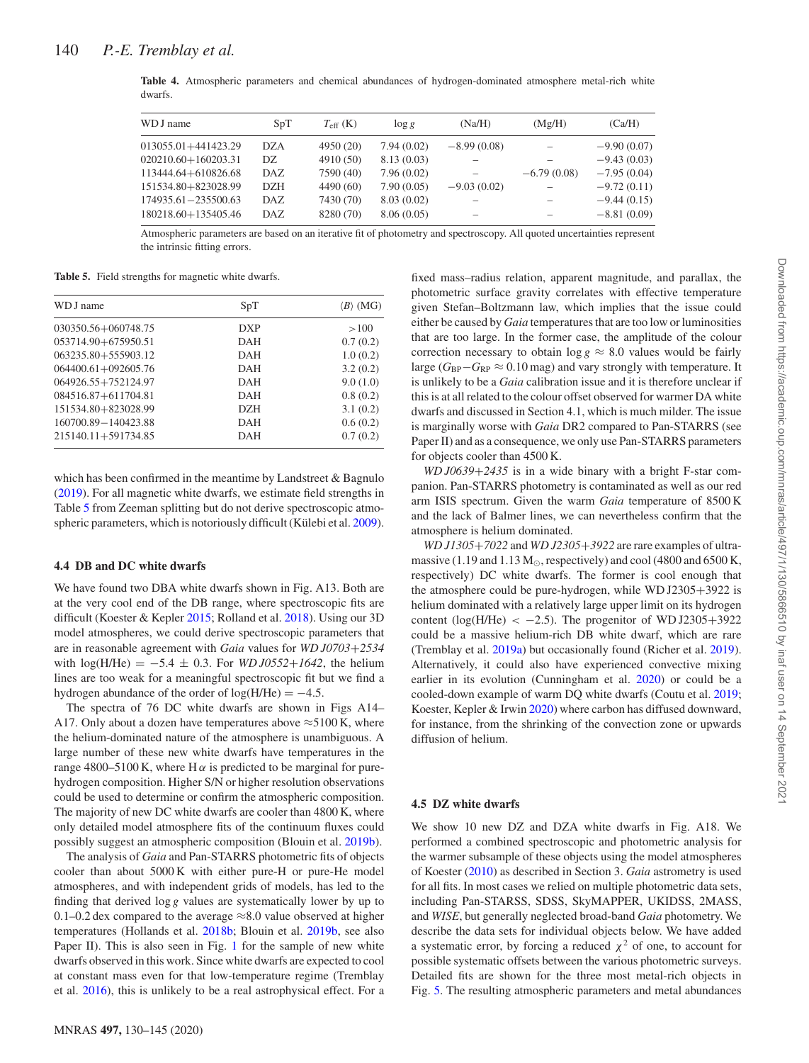**Table 4.** Atmospheric parameters and chemical abundances of hydrogen-dominated atmosphere metal-rich white dwarfs.

| WD J name | SpT | $T_{\rm eff}$ (K) | log $g$ | (Na/H) | (Mg/H) | (Ca/H) |
|---|---|---|---|---|---|---|
| 013055.01+441423.29 | DZA | 4950 (20) | 7.94 (0.02) | −8.99 (0.08) | – | −9.90 (0.07) |
| 020210.60+160203.31 | DZ | 4910 (50) | 8.13 (0.03) | – | – | −9.43 (0.03) |
| 113444.64+610826.68 | DAZ | 7590 (40) | 7.96 (0.02) | – | −6.79 (0.08) | −7.95 (0.04) |
| 151534.80+823028.99 | DZH | 4490 (60) | 7.90 (0.05) | −9.03 (0.02) | – | −9.72 (0.11) |
| 174935.61−235500.63 | DAZ | 7430 (70) | 8.03 (0.02) | – | – | −9.44 (0.15) |
| 180218.60+135405.46 | DAZ | 8280 (70) | 8.06 (0.05) | – | – | −8.81 (0.09) |

Atmospheric parameters are based on an iterative fit of photometry and spectroscopy. All quoted uncertainties represent the intrinsic fitting errors.

**Table 5.** Field strengths for magnetic white dwarfs.

| WD J name | SpT | $\langle B \rangle$ (MG) |
|---|---|---|
| 030350.56+060748.75 | DXP | >100 |
| 053714.90+675950.51 | DAH | 0.7 (0.2) |
| 063235.80+555903.12 | DAH | 1.0 (0.2) |
| 064400.61+092605.76 | DAH | 3.2 (0.2) |
| 064926.55+752124.97 | DAH | 9.0 (1.0) |
| 084516.87+611704.81 | DAH | 0.8 (0.2) |
| 151534.80+823028.99 | DZH | 3.1 (0.2) |
| 160700.89−140423.88 | DAH | 0.6 (0.2) |
| 215140.11+591734.85 | DAH | 0.7 (0.2) |

which has been confirmed in the meantime by Landstreet & Bagnulo (2019). For all magnetic white dwarfs, we estimate field strengths in Table 5 from Zeeman splitting but do not derive spectroscopic atmospheric parameters, which is notoriously difficult (Külebi et al. 2009).

### 4.4 DB and DC white dwarfs

We have found two DBA white dwarfs shown in Fig. A13. Both are at the very cool end of the DB range, where spectroscopic fits are difficult (Koester & Kepler 2015; Rolland et al. 2018). Using our 3D model atmospheres, we could derive spectroscopic parameters that are in reasonable agreement with *Gaia* values for *WD J0703+2534* with log(H/He) = −5.4 ± 0.3. For *WD J0552+1642*, the helium lines are too weak for a meaningful spectroscopic fit but we find a hydrogen abundance of the order of log(H/He) = −4.5.

The spectra of 76 DC white dwarfs are shown in Figs A14–A17. Only about a dozen have temperatures above ≈5100 K, where the helium-dominated nature of the atmosphere is unambiguous. A large number of these new white dwarfs have temperatures in the range 4800–5100 K, where H $\alpha$ is predicted to be marginal for pure-hydrogen composition. Higher S/N or higher resolution observations could be used to determine or confirm the atmospheric composition. The majority of new DC white dwarfs are cooler than 4800 K, where only detailed model atmosphere fits of the continuum fluxes could possibly suggest an atmospheric composition (Blouin et al. 2019b).

The analysis of *Gaia* and Pan-STARRS photometric fits of objects cooler than about 5000 K with either pure-H or pure-He model atmospheres, and with independent grids of models, has led to the finding that derived log $g$ values are systematically lower by up to 0.1–0.2 dex compared to the average ≈8.0 value observed at higher temperatures (Hollands et al. 2018b; Blouin et al. 2019b, see also Paper II). This is also seen in Fig. 1 for the sample of new white dwarfs observed in this work. Since white dwarfs are expected to cool at constant mass even for that low-temperature regime (Tremblay et al. 2016), this is unlikely to be a real astrophysical effect. For a fixed mass–radius relation, apparent magnitude, and parallax, the photometric surface gravity correlates with effective temperature given Stefan–Boltzmann law, which implies that the issue could either be caused by *Gaia* temperatures that are too low or luminosities that are too large. In the former case, the amplitude of the colour correction necessary to obtain log $g$ ≈ 8.0 values would be fairly large ($G_{\rm BP}-G_{\rm RP}$ ≈ 0.10 mag) and vary strongly with temperature. It is unlikely to be a *Gaia* calibration issue and it is therefore unclear if this is at all related to the colour offset observed for warmer DA white dwarfs and discussed in Section 4.1, which is much milder. The issue is marginally worse with *Gaia* DR2 compared to Pan-STARRS (see Paper II) and as a consequence, we only use Pan-STARRS parameters for objects cooler than 4500 K.

*WD J0639+2435* is in a wide binary with a bright F-star companion. Pan-STARRS photometry is contaminated as well as our red arm ISIS spectrum. Given the warm *Gaia* temperature of 8500 K and the lack of Balmer lines, we can nevertheless confirm that the atmosphere is helium dominated.

*WD J1305+7022* and *WD J2305+3922* are rare examples of ultra-massive (1.19 and 1.13 M$_\odot$, respectively) and cool (4800 and 6500 K, respectively) DC white dwarfs. The former is cool enough that the atmosphere could be pure-hydrogen, while WD J2305+3922 is helium dominated with a relatively large upper limit on its hydrogen content (log(H/He) < −2.5). The progenitor of WD J2305+3922 could be a massive helium-rich DB white dwarf, which are rare (Tremblay et al. 2019a) but occasionally found (Richer et al. 2019). Alternatively, it could also have experienced convective mixing earlier in its evolution (Cunningham et al. 2020) or could be a cooled-down example of warm DQ white dwarfs (Coutu et al. 2019; Koester, Kepler & Irwin 2020) where carbon has diffused downward, for instance, from the shrinking of the convection zone or upwards diffusion of helium.

### 4.5 DZ white dwarfs

We show 10 new DZ and DZA white dwarfs in Fig. A18. We performed a combined spectroscopic and photometric analysis for the warmer subsample of these objects using the model atmospheres of Koester (2010) as described in Section 3. *Gaia* astrometry is used for all fits. In most cases we relied on multiple photometric data sets, including Pan-STARSS, SDSS, SkyMAPPER, UKIDSS, 2MASS, and *WISE*, but generally neglected broad-band *Gaia* photometry. We describe the data sets for individual objects below. We have added a systematic error, by forcing a reduced $\chi^2$ of one, to account for possible systematic offsets between the various photometric surveys. Detailed fits are shown for the three most metal-rich objects in Fig. 5. The resulting atmospheric parameters and metal abundances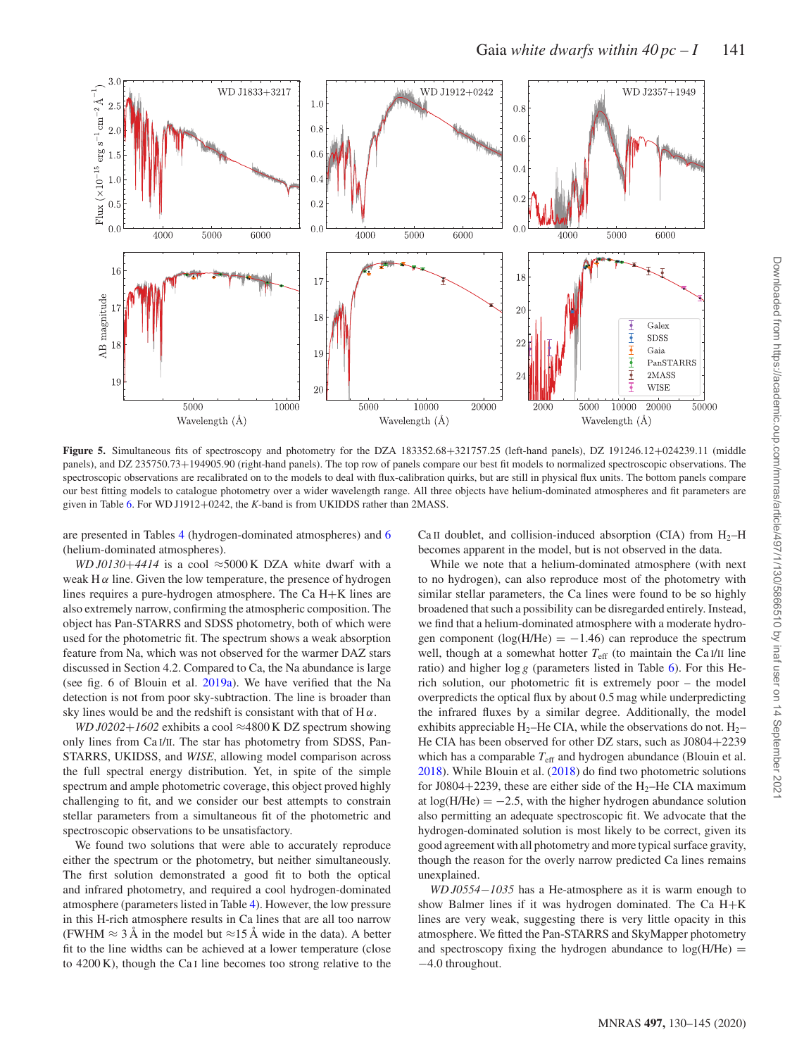**Figure 5.** Simultaneous fits of spectroscopy and photometry for the DZA 183352.68+321757.25 (left-hand panels), DZ 191246.12+024239.11 (middle panels), and DZ 235750.73+194905.90 (right-hand panels). The top row of panels compare our best fit models to normalized spectroscopic observations. The spectroscopic observations are recalibrated on to the models to deal with flux-calibration quirks, but are still in physical flux units. The bottom panels compare our best fitting models to catalogue photometry over a wider wavelength range. All three objects have helium-dominated atmospheres and fit parameters are given in Table 6. For WD J1912+0242, the *K*-band is from UKIDDS rather than 2MASS.

are presented in Tables 4 (hydrogen-dominated atmospheres) and 6 (helium-dominated atmospheres).

*WD J0130+4414* is a cool ≈5000 K DZA white dwarf with a weak H $\alpha$ line. Given the low temperature, the presence of hydrogen lines requires a pure-hydrogen atmosphere. The Ca H+K lines are also extremely narrow, confirming the atmospheric composition. The object has Pan-STARRS and SDSS photometry, both of which were used for the photometric fit. The spectrum shows a weak absorption feature from Na, which was not observed for the warmer DAZ stars discussed in Section 4.2. Compared to Ca, the Na abundance is large (see fig. 6 of Blouin et al. 2019a). We have verified that the Na detection is not from poor sky-subtraction. The line is broader than sky lines would be and the redshift is consistant with that of H $\alpha$.

*WD J0202+1602* exhibits a cool ≈4800 K DZ spectrum showing only lines from Ca I/II. The star has photometry from SDSS, Pan-STARRS, UKIDSS, and *WISE*, allowing model comparison across the full spectral energy distribution. Yet, in spite of the simple spectrum and ample photometric coverage, this object proved highly challenging to fit, and we consider our best attempts to constrain stellar parameters from a simultaneous fit of the photometric and spectroscopic observations to be unsatisfactory.

We found two solutions that were able to accurately reproduce either the spectrum or the photometry, but neither simultaneously. The first solution demonstrated a good fit to both the optical and infrared photometry, and required a cool hydrogen-dominated atmosphere (parameters listed in Table 4). However, the low pressure in this H-rich atmosphere results in Ca lines that are all too narrow (FWHM ≈ 3 Å in the model but ≈15 Å wide in the data). A better fit to the line widths can be achieved at a lower temperature (close to 4200 K), though the Ca I line becomes too strong relative to the Ca II doublet, and collision-induced absorption (CIA) from $H_2$–H becomes apparent in the model, but is not observed in the data.

While we note that a helium-dominated atmosphere (with next to no hydrogen), can also reproduce most of the photometry with similar stellar parameters, the Ca lines were found to be so highly broadened that such a possibility can be disregarded entirely. Instead, we find that a helium-dominated atmosphere with a moderate hydrogen component (log(H/He) = −1.46) can reproduce the spectrum well, though at a somewhat hotter $T_{\rm eff}$ (to maintain the Ca I/II line ratio) and higher log $g$ (parameters listed in Table 6). For this He-rich solution, our photometric fit is extremely poor – the model overpredicts the optical flux by about 0.5 mag while underpredicting the infrared fluxes by a similar degree. Additionally, the model exhibits appreciable $H_2$–He CIA, while the observations do not. $H_2$–He CIA has been observed for other DZ stars, such as J0804+2239 which has a comparable $T_{\rm eff}$ and hydrogen abundance (Blouin et al. 2018). While Blouin et al. (2018) do find two photometric solutions for J0804+2239, these are either side of the $H_2$–He CIA maximum at log(H/He) = −2.5, with the higher hydrogen abundance solution also permitting an adequate spectroscopic fit. We advocate that the hydrogen-dominated solution is most likely to be correct, given its good agreement with all photometry and more typical surface gravity, though the reason for the overly narrow predicted Ca lines remains unexplained.

*WD J0554−1035* has a He-atmosphere as it is warm enough to show Balmer lines if it was hydrogen dominated. The Ca H+K lines are very weak, suggesting there is very little opacity in this atmosphere. We fitted the Pan-STARRS and SkyMapper photometry and spectroscopy fixing the hydrogen abundance to log(H/He) = −4.0 throughout.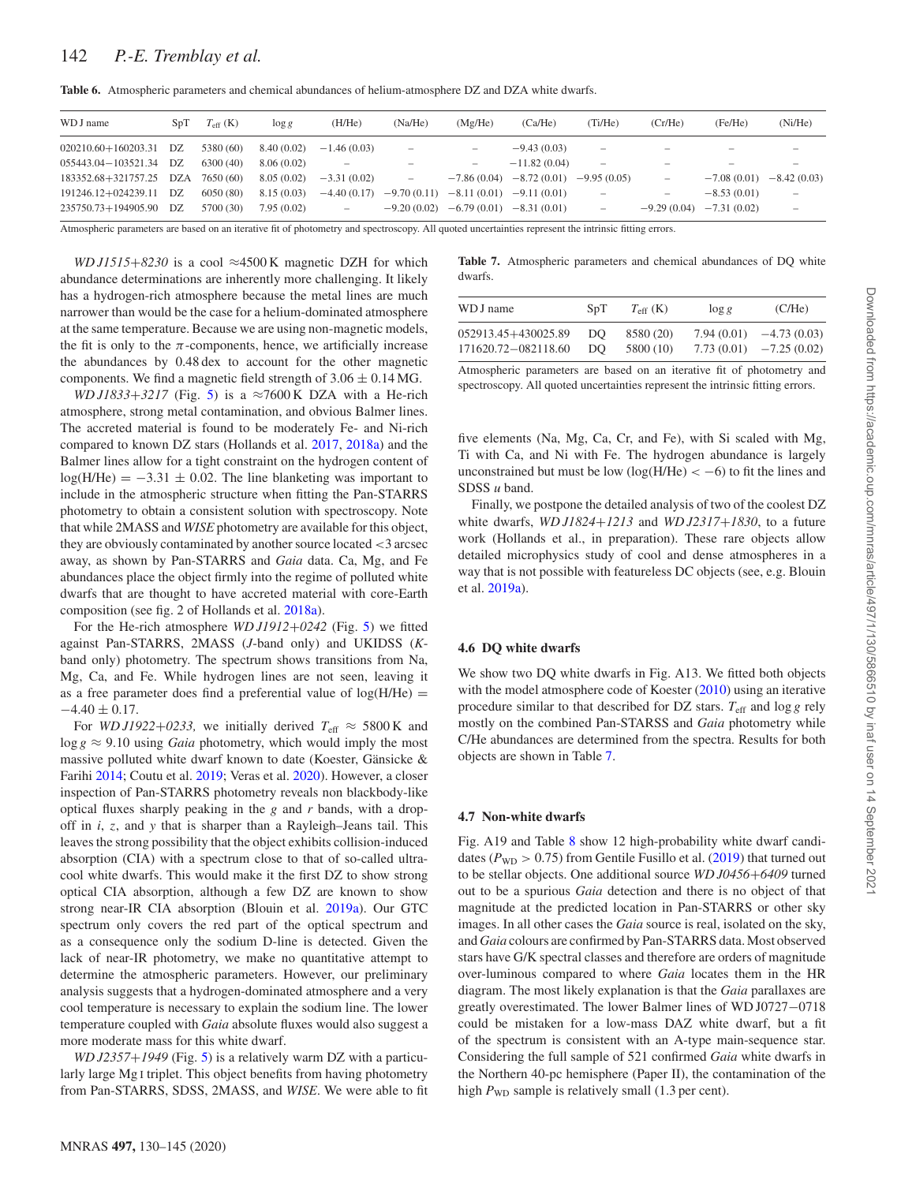**Table 6.** Atmospheric parameters and chemical abundances of helium-atmosphere DZ and DZA white dwarfs.

| WD J name | SpT | $T_{\rm eff}$ (K) | log $g$ | (H/He) | (Na/He) | (Mg/He) | (Ca/He) | (Ti/He) | (Cr/He) | (Fe/He) | (Ni/He) |
|---|---|---|---|---|---|---|---|---|---|---|---|
| 020210.60+160203.31 | DZ | 5380 (60) | 8.40 (0.02) | −1.46 (0.03) | – | – | −9.43 (0.03) | – | – | – | – |
| 055443.04−103521.34 | DZ | 6300 (40) | 8.06 (0.02) | – | – | – | −11.82 (0.04) | – | – | – | – |
| 183352.68+321757.25 | DZA | 7650 (60) | 8.05 (0.02) | −3.31 (0.02) | – | −7.86 (0.04) | −8.72 (0.01) | −9.95 (0.05) | – | −7.08 (0.01) | −8.42 (0.03) |
| 191246.12+024239.11 | DZ | 6050 (80) | 8.15 (0.03) | −4.40 (0.17) | −9.70 (0.11) | −8.11 (0.01) | −9.11 (0.01) | – | – | −8.53 (0.01) | – |
| 235750.73+194905.90 | DZ | 5700 (30) | 7.95 (0.02) | – | −9.20 (0.02) | −6.79 (0.01) | −8.31 (0.01) | – | −9.29 (0.04) | −7.31 (0.02) | – |

Atmospheric parameters are based on an iterative fit of photometry and spectroscopy. All quoted uncertainties represent the intrinsic fitting errors.

*WD J1515+8230* is a cool ≈4500 K magnetic DZH for which abundance determinations are inherently more challenging. It likely has a hydrogen-rich atmosphere because the metal lines are much narrower than would be the case for a helium-dominated atmosphere at the same temperature. Because we are using non-magnetic models, the fit is only to the $\pi$-components, hence, we artificially increase the abundances by 0.48 dex to account for the other magnetic components. We find a magnetic field strength of $3.06 \pm 0.14$ MG.

*WD J1833+3217* (Fig. 5) is a ≈7600 K DZA with a He-rich atmosphere, strong metal contamination, and obvious Balmer lines. The accreted material is found to be moderately Fe- and Ni-rich compared to known DZ stars (Hollands et al. 2017, 2018a) and the Balmer lines allow for a tight constraint on the hydrogen content of $\log(\mathrm{H/He}) = -3.31 \pm 0.02$. The line blanketing was important to include in the atmospheric structure when fitting the Pan-STARRS photometry to obtain a consistent solution with spectroscopy. Note that while 2MASS and *WISE* photometry are available for this object, they are obviously contaminated by another source located <3 arcsec away, as shown by Pan-STARRS and *Gaia* data. Ca, Mg, and Fe abundances place the object firmly into the regime of polluted white dwarfs that are thought to have accreted material with core-Earth composition (see fig. 2 of Hollands et al. 2018a).

For the He-rich atmosphere *WD J1912+0242* (Fig. 5) we fitted against Pan-STARRS, 2MASS (*J*-band only) and UKIDSS (*K*-band only) photometry. The spectrum shows transitions from Na, Mg, Ca, and Fe. While hydrogen lines are not seen, leaving it as a free parameter does find a preferential value of $\log(\mathrm{H/He}) = -4.40 \pm 0.17$.

For *WD J1922+0233,* we initially derived $T_{\rm eff} \approx 5800$ K and $\log g \approx 9.10$ using *Gaia* photometry, which would imply the most massive polluted white dwarf known to date (Koester, Gänsicke & Farihi 2014; Coutu et al. 2019; Veras et al. 2020). However, a closer inspection of Pan-STARRS photometry reveals non blackbody-like optical fluxes sharply peaking in the *g* and *r* bands, with a drop-off in *i*, *z*, and *y* that is sharper than a Rayleigh–Jeans tail. This leaves the strong possibility that the object exhibits collision-induced absorption (CIA) with a spectrum close to that of so-called ultra-cool white dwarfs. This would make it the first DZ to show strong optical CIA absorption, although a few DZ are known to show strong near-IR CIA absorption (Blouin et al. 2019a). Our GTC spectrum only covers the red part of the optical spectrum and as a consequence only the sodium D-line is detected. Given the lack of near-IR photometry, we make no quantitative attempt to determine the atmospheric parameters. However, our preliminary analysis suggests that a hydrogen-dominated atmosphere and a very cool temperature is necessary to explain the sodium line. The lower temperature coupled with *Gaia* absolute fluxes would also suggest a more moderate mass for this white dwarf.

*WD J2357+1949* (Fig. 5) is a relatively warm DZ with a particularly large Mg I triplet. This object benefits from having photometry from Pan-STARRS, SDSS, 2MASS, and *WISE*. We were able to fit five elements (Na, Mg, Ca, Cr, and Fe), with Si scaled with Mg, Ti with Ca, and Ni with Fe. The hydrogen abundance is largely unconstrained but must be low ($\log(\mathrm{H/He}) < -6$) to fit the lines and SDSS *u* band.

Finally, we postpone the detailed analysis of two of the coolest DZ white dwarfs, *WD J1824+1213* and *WD J2317+1830*, to a future work (Hollands et al., in preparation). These rare objects allow detailed microphysics study of cool and dense atmospheres in a way that is not possible with featureless DC objects (see, e.g. Blouin et al. 2019a).

**Table 7.** Atmospheric parameters and chemical abundances of DQ white dwarfs.

| WD J name | SpT | $T_{\rm eff}$ (K) | log $g$ | (C/He) |
|---|---|---|---|---|
| 052913.45+430025.89 | DQ | 8580 (20) | 7.94 (0.01) | −4.73 (0.03) |
| 171620.72−082118.60 | DQ | 5800 (10) | 7.73 (0.01) | −7.25 (0.02) |

Atmospheric parameters are based on an iterative fit of photometry and spectroscopy. All quoted uncertainties represent the intrinsic fitting errors.

### 4.6 DQ white dwarfs

We show two DQ white dwarfs in Fig. A13. We fitted both objects with the model atmosphere code of Koester (2010) using an iterative procedure similar to that described for DZ stars. $T_{\rm eff}$ and $\log g$ rely mostly on the combined Pan-STARSS and *Gaia* photometry while C/He abundances are determined from the spectra. Results for both objects are shown in Table 7.

### 4.7 Non-white dwarfs

Fig. A19 and Table 8 show 12 high-probability white dwarf candidates ($P_{\rm WD} > 0.75$) from Gentile Fusillo et al. (2019) that turned out to be stellar objects. One additional source *WD J0456+6409* turned out to be a spurious *Gaia* detection and there is no object of that magnitude at the predicted location in Pan-STARRS or other sky images. In all other cases the *Gaia* source is real, isolated on the sky, and *Gaia* colours are confirmed by Pan-STARRS data. Most observed stars have G/K spectral classes and therefore are orders of magnitude over-luminous compared to where *Gaia* locates them in the HR diagram. The most likely explanation is that the *Gaia* parallaxes are greatly overestimated. The lower Balmer lines of WD J0727−0718 could be mistaken for a low-mass DAZ white dwarf, but a fit of the spectrum is consistent with an A-type main-sequence star. Considering the full sample of 521 confirmed *Gaia* white dwarfs in the Northern 40-pc hemisphere (Paper II), the contamination of the high $P_{\rm WD}$ sample is relatively small (1.3 per cent).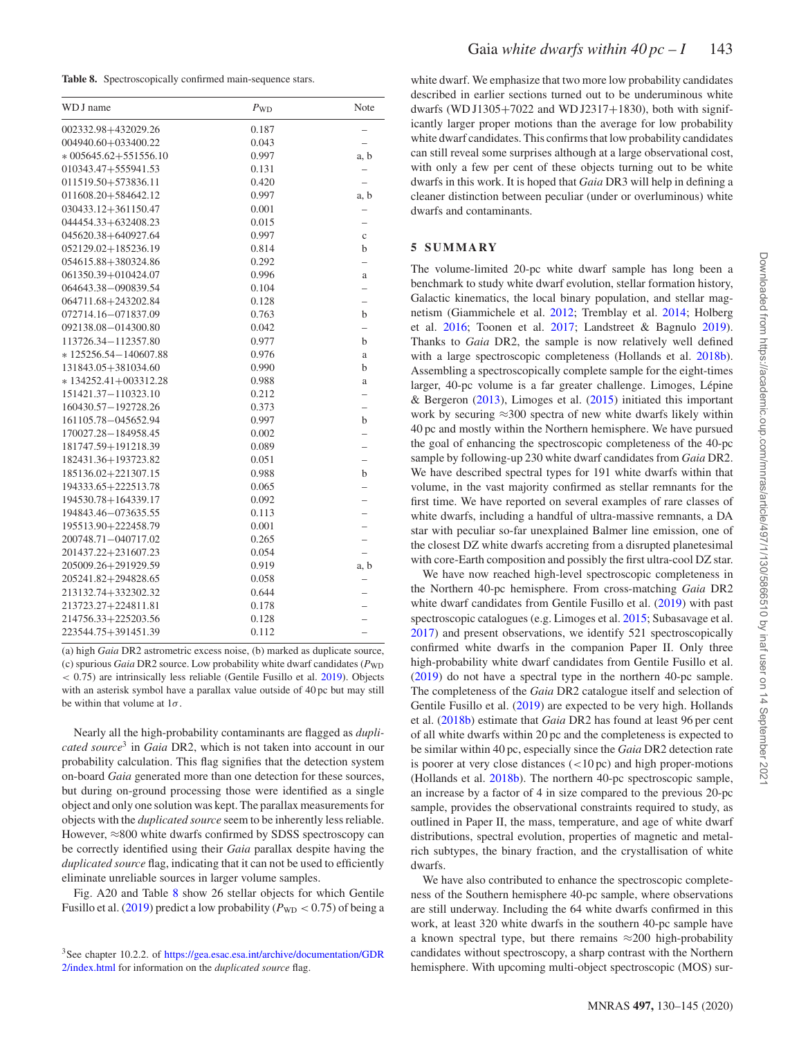**Table 8.** Spectroscopically confirmed main-sequence stars.

| WD J name | $P_{\rm WD}$ | Note |
|---|---|---|
| 002332.98+432029.26 | 0.187 | – |
| 004940.60+033400.22 | 0.043 | – |
| * 005645.62+551556.10 | 0.997 | a, b |
| 010343.47+555941.53 | 0.131 | – |
| 011519.50+573836.11 | 0.420 | – |
| 011608.20+584642.12 | 0.997 | a, b |
| 030433.12+361150.47 | 0.001 | – |
| 044454.33+632408.23 | 0.015 | – |
| 045620.38+640927.64 | 0.997 | c |
| 052129.02+185236.19 | 0.814 | b |
| 054615.88+380324.86 | 0.292 | – |
| 061350.39+010424.07 | 0.996 | a |
| 064643.38−090839.54 | 0.104 | – |
| 064711.68+243202.84 | 0.128 | – |
| 072714.16−071837.09 | 0.763 | b |
| 092138.08−014300.80 | 0.042 | – |
| 113726.34−112357.80 | 0.977 | b |
| * 125256.54−140607.88 | 0.976 | a |
| 131843.05+381034.60 | 0.990 | b |
| * 134252.41+003312.28 | 0.988 | a |
| 151421.37−110323.10 | 0.212 | – |
| 160430.57−192728.26 | 0.373 | – |
| 161105.78−045652.94 | 0.997 | b |
| 170027.28−184958.45 | 0.002 | – |
| 181747.59+191218.39 | 0.089 | – |
| 182431.36+193723.82 | 0.051 | – |
| 185136.02+221307.15 | 0.988 | b |
| 194333.65+222513.78 | 0.065 | – |
| 194530.78+164339.17 | 0.092 | – |
| 194843.46−073635.55 | 0.113 | – |
| 195513.90+222458.79 | 0.001 | – |
| 200748.71−040717.02 | 0.265 | – |
| 201437.22+231607.23 | 0.054 | – |
| 205009.26+291929.59 | 0.919 | a, b |
| 205241.82+294828.65 | 0.058 | – |
| 213132.74+332302.32 | 0.644 | – |
| 213723.27+224811.81 | 0.178 | – |
| 214756.33+225203.56 | 0.128 | – |
| 223544.75+391451.39 | 0.112 | – |

(a) high *Gaia* DR2 astrometric excess noise, (b) marked as duplicate source, (c) spurious *Gaia* DR2 source. Low probability white dwarf candidates ($P_{\rm WD}$ < 0.75) are intrinsically less reliable (Gentile Fusillo et al. 2019). Objects with an asterisk symbol have a parallax value outside of 40 pc but may still be within that volume at 1$\sigma$.

Nearly all the high-probability contaminants are flagged as *duplicated source*[3] in *Gaia* DR2, which is not taken into account in our probability calculation. This flag signifies that the detection system on-board *Gaia* generated more than one detection for these sources, but during on-ground processing those were identified as a single object and only one solution was kept. The parallax measurements for objects with the *duplicated source* seem to be inherently less reliable. However, ≈800 white dwarfs confirmed by SDSS spectroscopy can be correctly identified using their *Gaia* parallax despite having the *duplicated source* flag, indicating that it can not be used to efficiently eliminate unreliable sources in larger volume samples.

Fig. A20 and Table 8 show 26 stellar objects for which Gentile Fusillo et al. (2019) predict a low probability ($P_{\rm WD}$ < 0.75) of being a white dwarf. We emphasize that two more low probability candidates described in earlier sections turned out to be underluminous white dwarfs (WD J1305+7022 and WD J2317+1830), both with significantly larger proper motions than the average for low probability white dwarf candidates. This confirms that low probability candidates can still reveal some surprises although at a large observational cost, with only a few per cent of these objects turning out to be white dwarfs in this work. It is hoped that *Gaia* DR3 will help in defining a cleaner distinction between peculiar (under or overluminous) white dwarfs and contaminants.

[3]See chapter 10.2.2. of https://gea.esac.esa.int/archive/documentation/GDR2/index.html for information on the *duplicated source* flag.

## 5 SUMMARY

The volume-limited 20-pc white dwarf sample has long been a benchmark to study white dwarf evolution, stellar formation history, Galactic kinematics, the local binary population, and stellar magnetism (Giammichele et al. 2012; Tremblay et al. 2014; Holberg et al. 2016; Toonen et al. 2017; Landstreet & Bagnulo 2019). Thanks to *Gaia* DR2, the sample is now relatively well defined with a large spectroscopic completeness (Hollands et al. 2018b). Assembling a spectroscopically complete sample for the eight-times larger, 40-pc volume is a far greater challenge. Limoges, Lépine & Bergeron (2013), Limoges et al. (2015) initiated this important work by securing ≈300 spectra of new white dwarfs likely within 40 pc and mostly within the Northern hemisphere. We have pursued the goal of enhancing the spectroscopic completeness of the 40-pc sample by following-up 230 white dwarf candidates from *Gaia* DR2. We have described spectral types for 191 white dwarfs within that volume, in the vast majority confirmed as stellar remnants for the first time. We have reported on several examples of rare classes of white dwarfs, including a handful of ultra-massive remnants, a DA star with peculiar so-far unexplained Balmer line emission, one of the closest DZ white dwarfs accreting from a disrupted planetesimal with core-Earth composition and possibly the first ultra-cool DZ star.

We have now reached high-level spectroscopic completeness in the Northern 40-pc hemisphere. From cross-matching *Gaia* DR2 white dwarf candidates from Gentile Fusillo et al. (2019) with past spectroscopic catalogues (e.g. Limoges et al. 2015; Subasavage et al. 2017) and present observations, we identify 521 spectroscopically confirmed white dwarfs in the companion Paper II. Only three high-probability white dwarf candidates from Gentile Fusillo et al. (2019) do not have a spectral type in the northern 40-pc sample. The completeness of the *Gaia* DR2 catalogue itself and selection of Gentile Fusillo et al. (2019) are expected to be very high. Hollands et al. (2018b) estimate that *Gaia* DR2 has found at least 96 per cent of all white dwarfs within 20 pc and the completeness is expected to be similar within 40 pc, especially since the *Gaia* DR2 detection rate is poorer at very close distances (<10 pc) and high proper-motions (Hollands et al. 2018b). The northern 40-pc spectroscopic sample, an increase by a factor of 4 in size compared to the previous 20-pc sample, provides the observational constraints required to study, as outlined in Paper II, the mass, temperature, and age of white dwarf distributions, spectral evolution, properties of magnetic and metal-rich subtypes, the binary fraction, and the crystallisation of white dwarfs.

We have also contributed to enhance the spectroscopic completeness of the Southern hemisphere 40-pc sample, where observations are still underway. Including the 64 white dwarfs confirmed in this work, at least 320 white dwarfs in the southern 40-pc sample have a known spectral type, but there remains ≈200 high-probability candidates without spectroscopy, a sharp contrast with the Northern hemisphere. With upcoming multi-object spectroscopic (MOS) sur-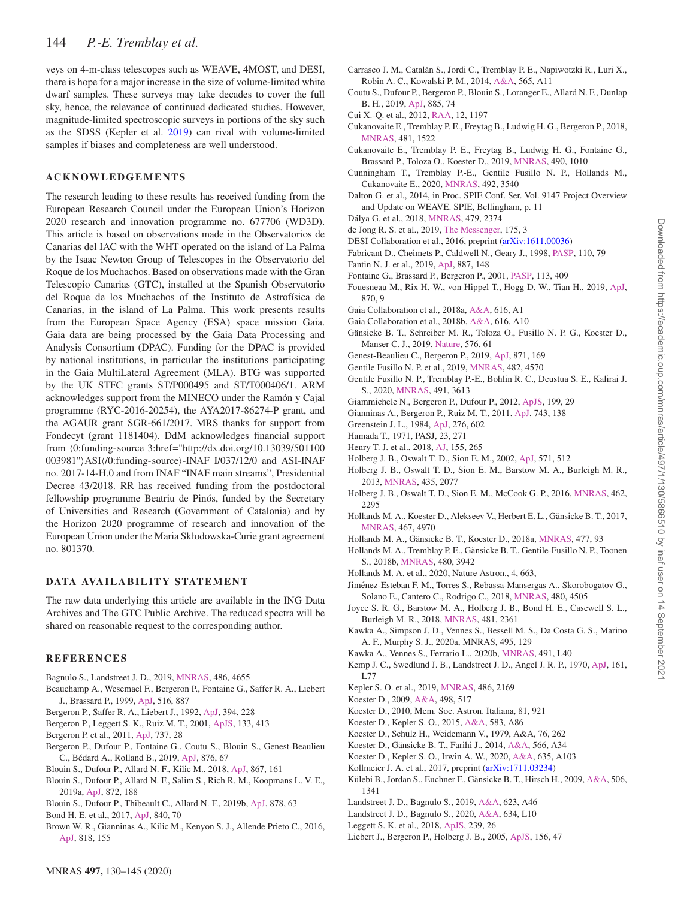veys on 4-m-class telescopes such as WEAVE, 4MOST, and DESI, there is hope for a major increase in the size of volume-limited white dwarf samples. These surveys may take decades to cover the full sky, hence, the relevance of continued dedicated studies. However, magnitude-limited spectroscopic surveys in portions of the sky such as the SDSS (Kepler et al. 2019) can rival with volume-limited samples if biases and completeness are well understood.

## ACKNOWLEDGEMENTS

The research leading to these results has received funding from the European Research Council under the European Union's Horizon 2020 research and innovation programme no. 677706 (WD3D). This article is based on observations made in the Observatorios de Canarias del IAC with the WHT operated on the island of La Palma by the Isaac Newton Group of Telescopes in the Observatorio del Roque de los Muchachos. Based on observations made with the Gran Telescopio Canarias (GTC), installed at the Spanish Observatorio del Roque de los Muchachos of the Instituto de Astrofísica de Canarias, in the island of La Palma. This work presents results from the European Space Agency (ESA) space mission Gaia. Gaia data are being processed by the Gaia Data Processing and Analysis Consortium (DPAC). Funding for the DPAC is provided by national institutions, in particular the institutions participating in the Gaia MultiLateral Agreement (MLA). BTG was supported by the UK STFC grants ST/P000495 and ST/T000406/1. ARM acknowledges support from the MINECO under the Ramón y Cajal programme (RYC-2016-20254), the AYA2017-86274-P grant, and the AGAUR grant SGR-661/2017. MRS thanks for support from Fondecyt (grant 1181404). DdM acknowledges financial support from ⟨0:funding-source 3:href="http://dx.doi.org/10.13039/501100003981"⟩ASI⟨/0:funding-source⟩-INAF I/037/12/0 and ASI-INAF no. 2017-14-H.0 and from INAF "INAF main streams", Presidential Decree 43/2018. RR has received funding from the postdoctoral fellowship programme Beatriu de Pinós, funded by the Secretary of Universities and Research (Government of Catalonia) and by the Horizon 2020 programme of research and innovation of the European Union under the Maria Skłodowska-Curie grant agreement no. 801370.

## DATA AVAILABILITY STATEMENT

The raw data underlying this article are available in the ING Data Archives and The GTC Public Archive. The reduced spectra will be shared on reasonable request to the corresponding author.

## REFERENCES

Bagnulo S., Landstreet J. D., 2019, MNRAS, 486, 4655
Beauchamp A., Wesemael F., Bergeron P., Fontaine G., Saffer R. A., Liebert J., Brassard P., 1999, ApJ, 516, 887
Bergeron P., Saffer R. A., Liebert J., 1992, ApJ, 394, 228
Bergeron P., Leggett S. K., Ruiz M. T., 2001, ApJS, 133, 413
Bergeron P. et al., 2011, ApJ, 737, 28
Bergeron P., Dufour P., Fontaine G., Coutu S., Blouin S., Genest-Beaulieu C., Bédard A., Rolland B., 2019, ApJ, 876, 67
Blouin S., Dufour P., Allard N. F., Kilic M., 2018, ApJ, 867, 161
Blouin S., Dufour P., Allard N. F., Salim S., Rich R. M., Koopmans L. V. E., 2019a, ApJ, 872, 188
Blouin S., Dufour P., Thibeault C., Allard N. F., 2019b, ApJ, 878, 63
Bond H. E. et al., 2017, ApJ, 840, 70
Brown W. R., Gianninas A., Kilic M., Kenyon S. J., Allende Prieto C., 2016, ApJ, 818, 155
Carrasco J. M., Catalán S., Jordi C., Tremblay P. E., Napiwotzki R., Luri X., Robin A. C., Kowalski P. M., 2014, A&A, 565, A11
Coutu S., Dufour P., Bergeron P., Blouin S., Loranger E., Allard N. F., Dunlap B. H., 2019, ApJ, 885, 74
Cui X.-Q. et al., 2012, RAA, 12, 1197
Cukanovaite E., Tremblay P. E., Freytag B., Ludwig H. G., Bergeron P., 2018, MNRAS, 481, 1522
Cukanovaite E., Tremblay P. E., Freytag B., Ludwig H. G., Fontaine G., Brassard P., Toloza O., Koester D., 2019, MNRAS, 490, 1010
Cunningham T., Tremblay P.-E., Gentile Fusillo N. P., Hollands M., Cukanovaite E., 2020, MNRAS, 492, 3540
Dalton G. et al., 2014, in Proc. SPIE Conf. Ser. Vol. 9147 Project Overview and Update on WEAVE. SPIE, Bellingham, p. 11
Dályа G. et al., 2018, MNRAS, 479, 2374
de Jong R. S. et al., 2019, The Messenger, 175, 3
DESI Collaboration et al., 2016, preprint (arXiv:1611.00036)
Fabricant D., Cheimets P., Caldwell N., Geary J., 1998, PASP, 110, 79
Fantin N. J. et al., 2019, ApJ, 887, 148
Fontaine G., Brassard P., Bergeron P., 2001, PASP, 113, 409
Fouesneau M., Rix H.-W., von Hippel T., Hogg D. W., Tian H., 2019, ApJ, 870, 9
Gaia Collaboration et al., 2018a, A&A, 616, A1
Gaia Collaboration et al., 2018b, A&A, 616, A10
Gänsicke B. T., Schreiber M. R., Toloza O., Fusillo N. P. G., Koester D., Manser C. J., 2019, Nature, 576, 61
Genest-Beaulieu C., Bergeron P., 2019, ApJ, 871, 169
Gentile Fusillo N. P. et al., 2019, MNRAS, 482, 4570
Gentile Fusillo N. P., Tremblay P.-E., Bohlin R. C., Deustua S. E., Kalirai J. S., 2020, MNRAS, 491, 3613
Giammichele N., Bergeron P., Dufour P., 2012, ApJS, 199, 29
Gianninas A., Bergeron P., Ruiz M. T., 2011, ApJ, 743, 138
Greenstein J. L., 1984, ApJ, 276, 602
Hamada T., 1971, PASJ, 23, 271
Henry T. J. et al., 2018, AJ, 155, 265
Holberg J. B., Oswalt T. D., Sion E. M., 2002, ApJ, 571, 512
Holberg J. B., Oswalt T. D., Sion E. M., Barstow M. A., Burleigh M. R., 2013, MNRAS, 435, 2077
Holberg J. B., Oswalt T. D., Sion E. M., McCook G. P., 2016, MNRAS, 462, 2295
Hollands M. A., Koester D., Alekseev V., Herbert E. L., Gänsicke B. T., 2017, MNRAS, 467, 4970
Hollands M. A., Gänsicke B. T., Koester D., 2018a, MNRAS, 477, 93
Hollands M. A., Tremblay P. E., Gänsicke B. T., Gentile-Fusillo N. P., Toonen S., 2018b, MNRAS, 480, 3942
Hollands M. A. et al., 2020, Nature Astron., 4, 663,
Jiménez-Esteban F. M., Torres S., Rebassa-Mansergas A., Skorobogatov G., Solano E., Cantero C., Rodrigo C., 2018, MNRAS, 480, 4505
Joyce S. R. G., Barstow M. A., Holberg J. B., Bond H. E., Casewell S. L., Burleigh M. R., 2018, MNRAS, 481, 2361
Kawka A., Simpson J. D., Vennes S., Bessell M. S., Da Costa G. S., Marino A. F., Murphy S. J., 2020a, MNRAS, 495, 129
Kawka A., Vennes S., Ferrario L., 2020b, MNRAS, 491, L40
Kemp J. C., Swedlund J. B., Landstreet J. D., Angel J. R. P., 1970, ApJ, 161, L77
Kepler S. O. et al., 2019, MNRAS, 486, 2169
Koester D., 2009, A&A, 498, 517
Koester D., 2010, Mem. Soc. Astron. Italiana, 81, 921
Koester D., Kepler S. O., 2015, A&A, 583, A86
Koester D., Schulz H., Weidemann V., 1979, A&A, 76, 262
Koester D., Gänsicke B. T., Farihi J., 2014, A&A, 566, A34
Koester D., Kepler S. O., Irwin A. W., 2020, A&A, 635, A103
Kollmeier J. A. et al., 2017, preprint (arXiv:1711.03234)
Külebi B., Jordan S., Euchner F., Gänsicke B. T., Hirsch H., 2009, A&A, 506, 1341
Landstreet J. D., Bagnulo S., 2019, A&A, 623, A46
Landstreet J. D., Bagnulo S., 2020, A&A, 634, L10
Leggett S. K. et al., 2018, ApJS, 239, 26
Liebert J., Bergeron P., Holberg J. B., 2005, ApJS, 156, 47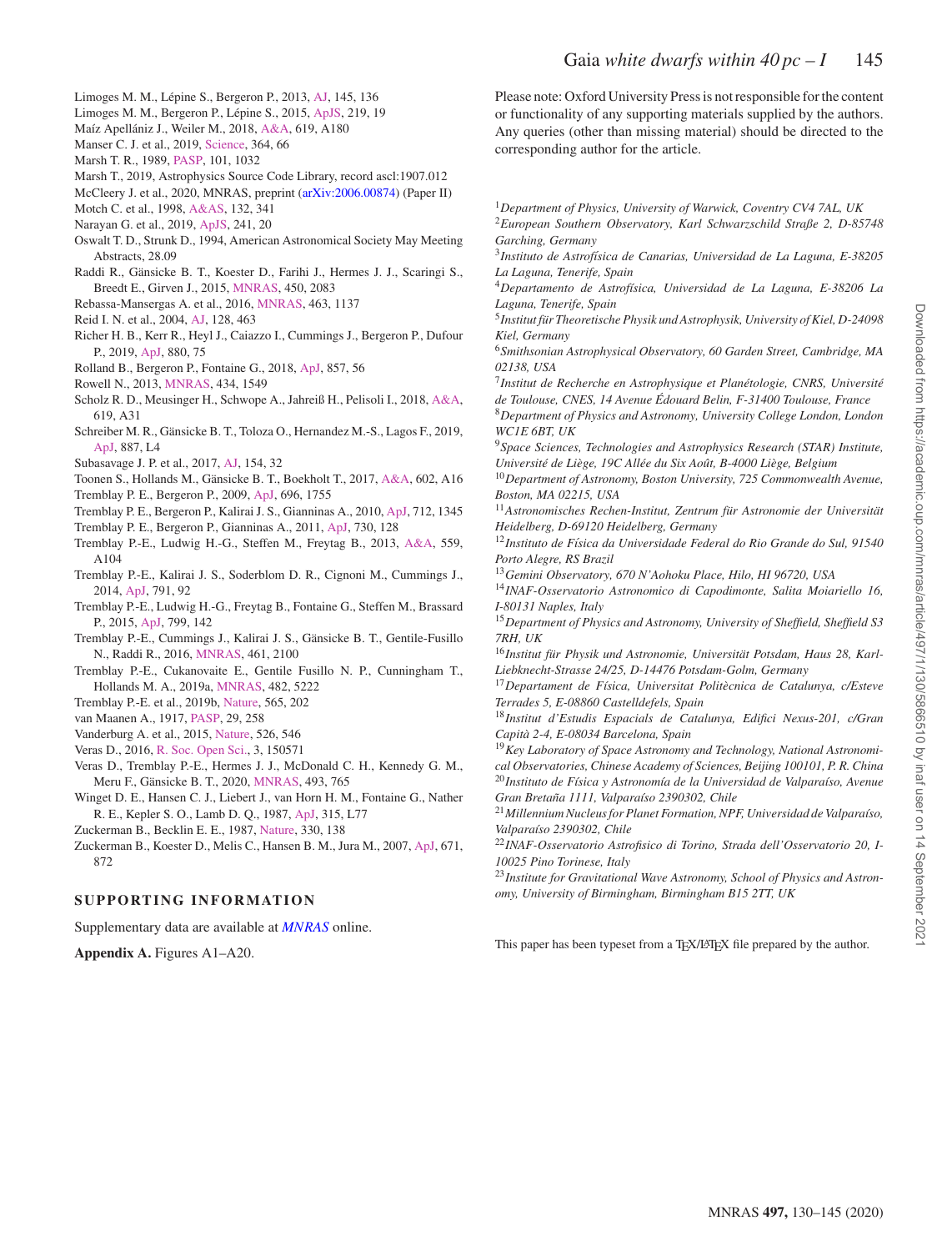Limoges M. M., Lépine S., Bergeron P., 2013, AJ, 145, 136

Limoges M. M., Bergeron P., Lépine S., 2015, ApJS, 219, 19

Maíz Apellániz J., Weiler M., 2018, A&A, 619, A180

Manser C. J. et al., 2019, Science, 364, 66

Marsh T. R., 1989, PASP, 101, 1032

Marsh T., 2019, Astrophysics Source Code Library, record ascl:1907.012

McCleery J. et al., 2020, MNRAS, preprint (arXiv:2006.00874) (Paper II)

Motch C. et al., 1998, A&AS, 132, 341

Narayan G. et al., 2019, ApJS, 241, 20

Oswalt T. D., Strunk D., 1994, American Astronomical Society May Meeting Abstracts, 28.09

Raddi R., Gänsicke B. T., Koester D., Farihi J., Hermes J. J., Scaringi S., Breedt E., Girven J., 2015, MNRAS, 450, 2083

Rebassa-Mansergas A. et al., 2016, MNRAS, 463, 1137

Reid I. N. et al., 2004, AJ, 128, 463

Richer H. B., Kerr R., Heyl J., Caiazzo I., Cummings J., Bergeron P., Dufour P., 2019, ApJ, 880, 75

Rolland B., Bergeron P., Fontaine G., 2018, ApJ, 857, 56

Rowell N., 2013, MNRAS, 434, 1549

Scholz R. D., Meusinger H., Schwope A., Jahreiß H., Pelisoli I., 2018, A&A, 619, A31

Schreiber M. R., Gänsicke B. T., Toloza O., Hernandez M.-S., Lagos F., 2019, ApJ, 887, L4

Subasavage J. P. et al., 2017, AJ, 154, 32

Toonen S., Hollands M., Gänsicke B. T., Boekholt T., 2017, A&A, 602, A16

Tremblay P. E., Bergeron P., 2009, ApJ, 696, 1755

Tremblay P. E., Bergeron P., Kalirai J. S., Gianninas A., 2010, ApJ, 712, 1345

Tremblay P. E., Bergeron P., Gianninas A., 2011, ApJ, 730, 128

Tremblay P.-E., Ludwig H.-G., Steffen M., Freytag B., 2013, A&A, 559, A104

Tremblay P.-E., Kalirai J. S., Soderblom D. R., Cignoni M., Cummings J., 2014, ApJ, 791, 92

Tremblay P.-E., Ludwig H.-G., Freytag B., Fontaine G., Steffen M., Brassard P., 2015, ApJ, 799, 142

Tremblay P.-E., Cummings J., Kalirai J. S., Gänsicke B. T., Gentile-Fusillo N., Raddi R., 2016, MNRAS, 461, 2100

Tremblay P.-E., Cukanovaite E., Gentile Fusillo N. P., Cunningham T., Hollands M. A., 2019a, MNRAS, 482, 5222

Tremblay P.-E. et al., 2019b, Nature, 565, 202

van Maanen A., 1917, PASP, 29, 258

Vanderburg A. et al., 2015, Nature, 526, 546

Veras D., 2016, R. Soc. Open Sci., 3, 150571

Veras D., Tremblay P.-E., Hermes J. J., McDonald C. H., Kennedy G. M., Meru F., Gänsicke B. T., 2020, MNRAS, 493, 765

Winget D. E., Hansen C. J., Liebert J., van Horn H. M., Fontaine G., Nather R. E., Kepler S. O., Lamb D. Q., 1987, ApJ, 315, L77

Zuckerman B., Becklin E. E., 1987, Nature, 330, 138

Zuckerman B., Koester D., Melis C., Hansen B. M., Jura M., 2007, ApJ, 671, 872

## SUPPORTING INFORMATION

Supplementary data are available at *MNRAS* online.

**Appendix A.** Figures A1–A20.

Please note: Oxford University Press is not responsible for the content or functionality of any supporting materials supplied by the authors. Any queries (other than missing material) should be directed to the corresponding author for the article.

[1] *Department of Physics, University of Warwick, Coventry CV4 7AL, UK*
[2] *European Southern Observatory, Karl Schwarzschild Straße 2, D-85748 Garching, Germany*
[3] *Instituto de Astrofísica de Canarias, Universidad de La Laguna, E-38205 La Laguna, Tenerife, Spain*
[4] *Departamento de Astrofísica, Universidad de La Laguna, E-38206 La Laguna, Tenerife, Spain*
[5] *Institut für Theoretische Physik und Astrophysik, University of Kiel, D-24098 Kiel, Germany*
[6] *Smithsonian Astrophysical Observatory, 60 Garden Street, Cambridge, MA 02138, USA*
[7] *Institut de Recherche en Astrophysique et Planétologie, CNRS, Université de Toulouse, CNES, 14 Avenue Édouard Belin, F-31400 Toulouse, France*
[8] *Department of Physics and Astronomy, University College London, London WC1E 6BT, UK*
[9] *Space Sciences, Technologies and Astrophysics Research (STAR) Institute, Université de Liège, 19C Allée du Six Août, B-4000 Liège, Belgium*
[10] *Department of Astronomy, Boston University, 725 Commonwealth Avenue, Boston, MA 02215, USA*
[11] *Astronomisches Rechen-Institut, Zentrum für Astronomie der Universität Heidelberg, D-69120 Heidelberg, Germany*
[12] *Instituto de Física da Universidade Federal do Rio Grande do Sul, 91540 Porto Alegre, RS Brazil*
[13] *Gemini Observatory, 670 N'Aohoku Place, Hilo, HI 96720, USA*
[14] *INAF-Osservatorio Astronomico di Capodimonte, Salita Moiariello 16, I-80131 Naples, Italy*
[15] *Department of Physics and Astronomy, University of Sheffield, Sheffield S3 7RH, UK*
[16] *Institut für Physik und Astronomie, Universität Potsdam, Haus 28, Karl-Liebknecht-Strasse 24/25, D-14476 Potsdam-Golm, Germany*
[17] *Departament de Física, Universitat Politècnica de Catalunya, c/Esteve Terrades 5, E-08860 Castelldefels, Spain*
[18] *Institut d'Estudis Espacials de Catalunya, Edifici Nexus-201, c/Gran Capità 2-4, E-08034 Barcelona, Spain*
[19] *Key Laboratory of Space Astronomy and Technology, National Astronomical Observatories, Chinese Academy of Sciences, Beijing 100101, P. R. China*
[20] *Instituto de Física y Astronomía de la Universidad de Valparaíso, Avenue Gran Bretaña 1111, Valparaíso 2390302, Chile*
[21] *Millennium Nucleus for Planet Formation, NPF, Universidad de Valparaíso, Valparaíso 2390302, Chile*
[22] *INAF-Osservatorio Astrofisico di Torino, Strada dell'Osservatorio 20, I-10025 Pino Torinese, Italy*
[23] *Institute for Gravitational Wave Astronomy, School of Physics and Astronomy, University of Birmingham, Birmingham B15 2TT, UK*

This paper has been typeset from a TEX/LATEX file prepared by the author.